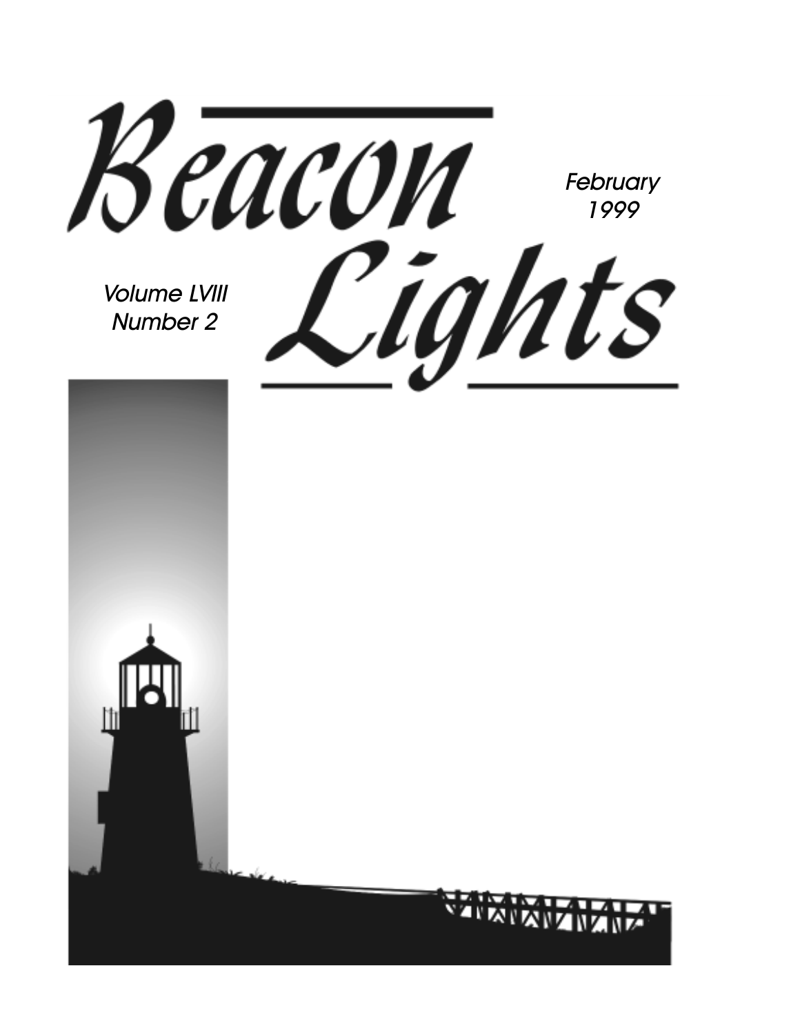# Beacon Lights

February
1999

Volume LVIII
Number 2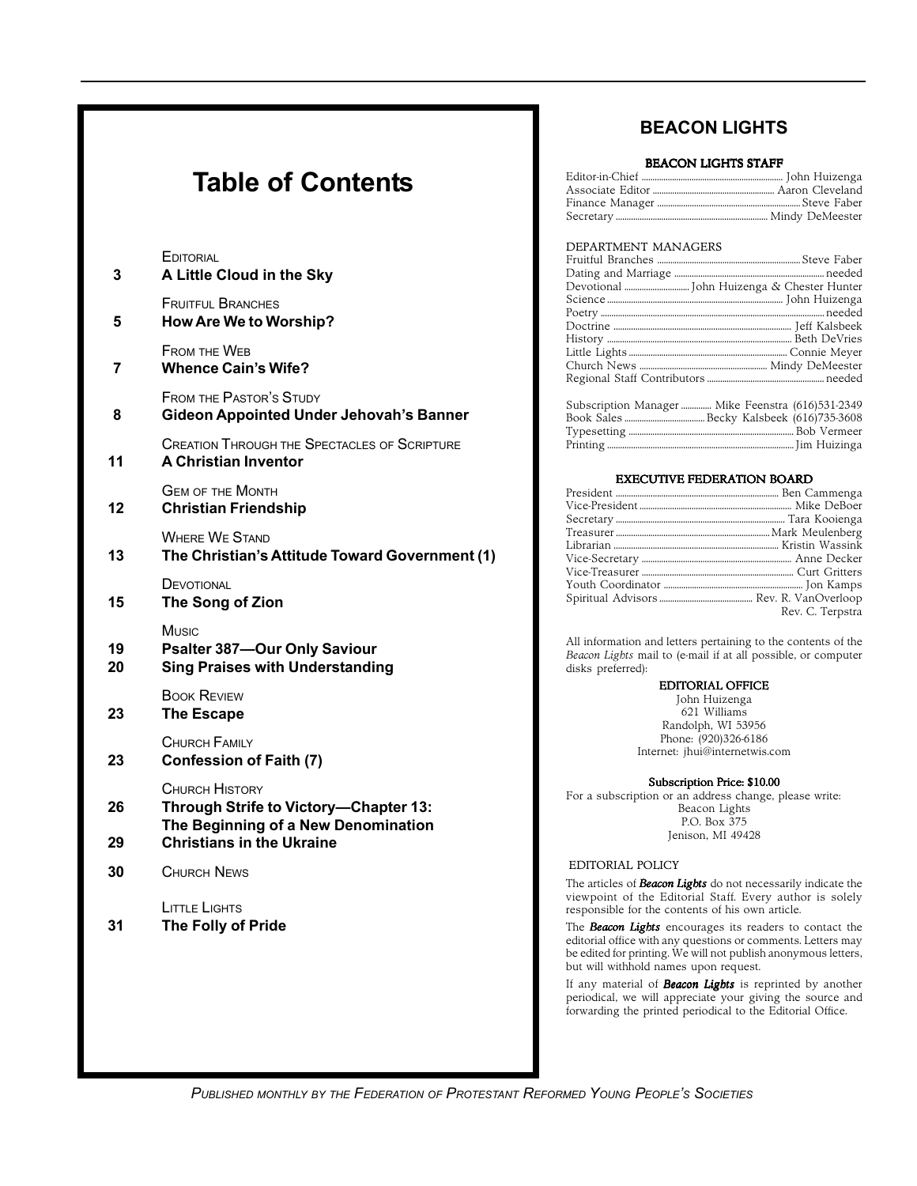# Table of Contents

EDITORIAL
**3 A Little Cloud in the Sky**

FRUITFUL BRANCHES
**5 How Are We to Worship?**

FROM THE WEB
**7 Whence Cain's Wife?**

FROM THE PASTOR'S STUDY
**8 Gideon Appointed Under Jehovah's Banner**

CREATION THROUGH THE SPECTACLES OF SCRIPTURE
**11 A Christian Inventor**

GEM OF THE MONTH
**12 Christian Friendship**

WHERE WE STAND
**13 The Christian's Attitude Toward Government (1)**

DEVOTIONAL
**15 The Song of Zion**

MUSIC
**19 Psalter 387—Our Only Saviour**
**20 Sing Praises with Understanding**

BOOK REVIEW
**23 The Escape**

CHURCH FAMILY
**23 Confession of Faith (7)**

CHURCH HISTORY
**26 Through Strife to Victory—Chapter 13: The Beginning of a New Denomination**
**29 Christians in the Ukraine**

**30** CHURCH NEWS

LITTLE LIGHTS
**31 The Folly of Pride**

## BEACON LIGHTS

### BEACON LIGHTS STAFF

Editor-in-Chief ............ John Huizenga
Associate Editor ............ Aaron Cleveland
Finance Manager ............ Steve Faber
Secretary ............ Mindy DeMeester

DEPARTMENT MANAGERS

Fruitful Branches ............ Steve Faber
Dating and Marriage ............ needed
Devotional ............ John Huizenga & Chester Hunter
Science ............ John Huizenga
Poetry ............ needed
Doctrine ............ Jeff Kalsbeek
History ............ Beth DeVries
Little Lights ............ Connie Meyer
Church News ............ Mindy DeMeester
Regional Staff Contributors ............ needed

Subscription Manager ............ Mike Feenstra (616)531-2349
Book Sales ............ Becky Kalsbeek (616)735-3608
Typesetting ............ Bob Vermeer
Printing ............ Jim Huizinga

### EXECUTIVE FEDERATION BOARD

President ............ Ben Cammenga
Vice-President ............ Mike DeBoer
Secretary ............ Tara Kooienga
Treasurer ............ Mark Meulenberg
Librarian ............ Kristin Wassink
Vice-Secretary ............ Anne Decker
Vice-Treasurer ............ Curt Gritters
Youth Coordinator ............ Jon Kamps
Spiritual Advisors ............ Rev. R. VanOverloop
Rev. C. Terpstra

All information and letters pertaining to the contents of the *Beacon Lights* mail to (e-mail if at all possible, or computer disks preferred):

**EDITORIAL OFFICE**
John Huizenga
621 Williams
Randolph, WI 53956
Phone: (920)326-6186
Internet: jhui@internetwis.com

**Subscription Price: $10.00**
For a subscription or an address change, please write:
Beacon Lights
P.O. Box 375
Jenison, MI 49428

EDITORIAL POLICY

The articles of ***Beacon Lights*** do not necessarily indicate the viewpoint of the Editorial Staff. Every author is solely responsible for the contents of his own article.

The ***Beacon Lights*** encourages its readers to contact the editorial office with any questions or comments. Letters may be edited for printing. We will not publish anonymous letters, but will withhold names upon request.

If any material of ***Beacon Lights*** is reprinted by another periodical, we will appreciate your giving the source and forwarding the printed periodical to the Editorial Office.

*PUBLISHED MONTHLY BY THE FEDERATION OF PROTESTANT REFORMED YOUNG PEOPLE'S SOCIETIES*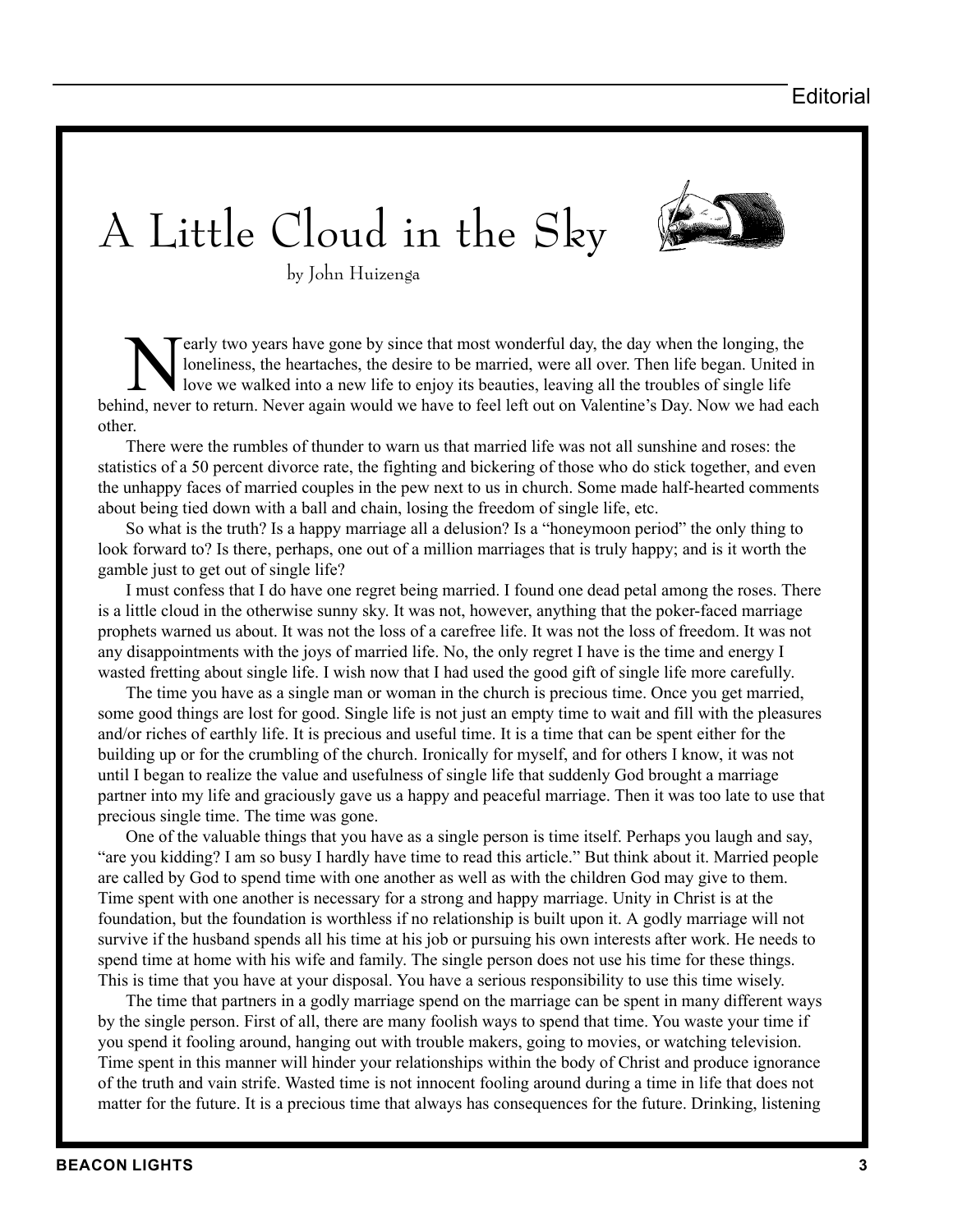# A Little Cloud in the Sky

by John Huizenga

Nearly two years have gone by since that most wonderful day, the day when the longing, the loneliness, the heartaches, the desire to be married, were all over. Then life began. United in love we walked into a new life to enjoy its beauties, leaving all the troubles of single life behind, never to return. Never again would we have to feel left out on Valentine's Day. Now we had each other.

There were the rumbles of thunder to warn us that married life was not all sunshine and roses: the statistics of a 50 percent divorce rate, the fighting and bickering of those who do stick together, and even the unhappy faces of married couples in the pew next to us in church. Some made half-hearted comments about being tied down with a ball and chain, losing the freedom of single life, etc.

So what is the truth? Is a happy marriage all a delusion? Is a "honeymoon period" the only thing to look forward to? Is there, perhaps, one out of a million marriages that is truly happy; and is it worth the gamble just to get out of single life?

I must confess that I do have one regret being married. I found one dead petal among the roses. There is a little cloud in the otherwise sunny sky. It was not, however, anything that the poker-faced marriage prophets warned us about. It was not the loss of a carefree life. It was not the loss of freedom. It was not any disappointments with the joys of married life. No, the only regret I have is the time and energy I wasted fretting about single life. I wish now that I had used the good gift of single life more carefully.

The time you have as a single man or woman in the church is precious time. Once you get married, some good things are lost for good. Single life is not just an empty time to wait and fill with the pleasures and/or riches of earthly life. It is precious and useful time. It is a time that can be spent either for the building up or for the crumbling of the church. Ironically for myself, and for others I know, it was not until I began to realize the value and usefulness of single life that suddenly God brought a marriage partner into my life and graciously gave us a happy and peaceful marriage. Then it was too late to use that precious single time. The time was gone.

One of the valuable things that you have as a single person is time itself. Perhaps you laugh and say, "are you kidding? I am so busy I hardly have time to read this article." But think about it. Married people are called by God to spend time with one another as well as with the children God may give to them. Time spent with one another is necessary for a strong and happy marriage. Unity in Christ is at the foundation, but the foundation is worthless if no relationship is built upon it. A godly marriage will not survive if the husband spends all his time at his job or pursuing his own interests after work. He needs to spend time at home with his wife and family. The single person does not use his time for these things. This is time that you have at your disposal. You have a serious responsibility to use this time wisely.

The time that partners in a godly marriage spend on the marriage can be spent in many different ways by the single person. First of all, there are many foolish ways to spend that time. You waste your time if you spend it fooling around, hanging out with trouble makers, going to movies, or watching television. Time spent in this manner will hinder your relationships within the body of Christ and produce ignorance of the truth and vain strife. Wasted time is not innocent fooling around during a time in life that does not matter for the future. It is a precious time that always has consequences for the future. Drinking, listening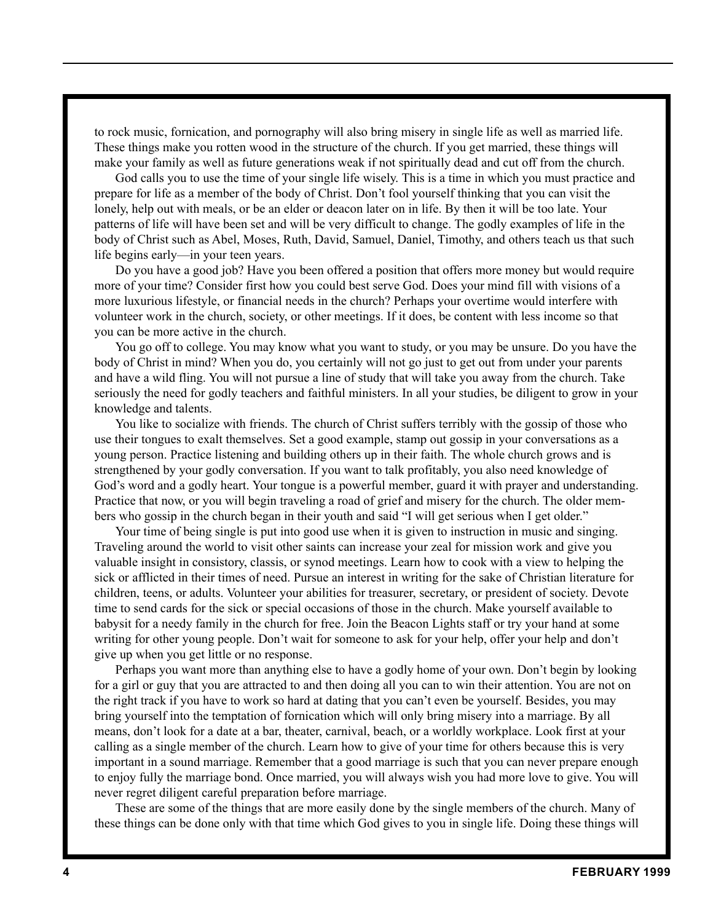to rock music, fornication, and pornography will also bring misery in single life as well as married life. These things make you rotten wood in the structure of the church. If you get married, these things will make your family as well as future generations weak if not spiritually dead and cut off from the church.

God calls you to use the time of your single life wisely. This is a time in which you must practice and prepare for life as a member of the body of Christ. Don't fool yourself thinking that you can visit the lonely, help out with meals, or be an elder or deacon later on in life. By then it will be too late. Your patterns of life will have been set and will be very difficult to change. The godly examples of life in the body of Christ such as Abel, Moses, Ruth, David, Samuel, Daniel, Timothy, and others teach us that such life begins early—in your teen years.

Do you have a good job? Have you been offered a position that offers more money but would require more of your time? Consider first how you could best serve God. Does your mind fill with visions of a more luxurious lifestyle, or financial needs in the church? Perhaps your overtime would interfere with volunteer work in the church, society, or other meetings. If it does, be content with less income so that you can be more active in the church.

You go off to college. You may know what you want to study, or you may be unsure. Do you have the body of Christ in mind? When you do, you certainly will not go just to get out from under your parents and have a wild fling. You will not pursue a line of study that will take you away from the church. Take seriously the need for godly teachers and faithful ministers. In all your studies, be diligent to grow in your knowledge and talents.

You like to socialize with friends. The church of Christ suffers terribly with the gossip of those who use their tongues to exalt themselves. Set a good example, stamp out gossip in your conversations as a young person. Practice listening and building others up in their faith. The whole church grows and is strengthened by your godly conversation. If you want to talk profitably, you also need knowledge of God's word and a godly heart. Your tongue is a powerful member, guard it with prayer and understanding. Practice that now, or you will begin traveling a road of grief and misery for the church. The older members who gossip in the church began in their youth and said "I will get serious when I get older."

Your time of being single is put into good use when it is given to instruction in music and singing. Traveling around the world to visit other saints can increase your zeal for mission work and give you valuable insight in consistory, classis, or synod meetings. Learn how to cook with a view to helping the sick or afflicted in their times of need. Pursue an interest in writing for the sake of Christian literature for children, teens, or adults. Volunteer your abilities for treasurer, secretary, or president of society. Devote time to send cards for the sick or special occasions of those in the church. Make yourself available to babysit for a needy family in the church for free. Join the Beacon Lights staff or try your hand at some writing for other young people. Don't wait for someone to ask for your help, offer your help and don't give up when you get little or no response.

Perhaps you want more than anything else to have a godly home of your own. Don't begin by looking for a girl or guy that you are attracted to and then doing all you can to win their attention. You are not on the right track if you have to work so hard at dating that you can't even be yourself. Besides, you may bring yourself into the temptation of fornication which will only bring misery into a marriage. By all means, don't look for a date at a bar, theater, carnival, beach, or a worldly workplace. Look first at your calling as a single member of the church. Learn how to give of your time for others because this is very important in a sound marriage. Remember that a good marriage is such that you can never prepare enough to enjoy fully the marriage bond. Once married, you will always wish you had more love to give. You will never regret diligent careful preparation before marriage.

These are some of the things that are more easily done by the single members of the church. Many of these things can be done only with that time which God gives to you in single life. Doing these things will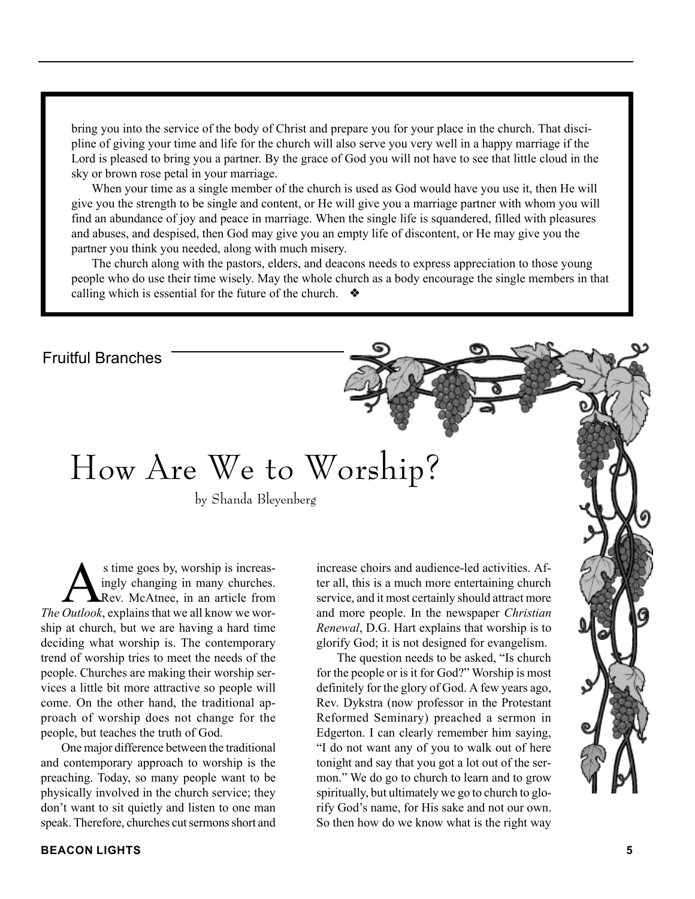bring you into the service of the body of Christ and prepare you for your place in the church. That discipline of giving your time and life for the church will also serve you very well in a happy marriage if the Lord is pleased to bring you a partner. By the grace of God you will not have to see that little cloud in the sky or brown rose petal in your marriage.

When your time as a single member of the church is used as God would have you use it, then He will give you the strength to be single and content, or He will give you a marriage partner with whom you will find an abundance of joy and peace in marriage. When the single life is squandered, filled with pleasures and abuses, and despised, then God may give you an empty life of discontent, or He may give you the partner you think you needed, along with much misery.

The church along with the pastors, elders, and deacons needs to express appreciation to those young people who do use their time wisely. May the whole church as a body encourage the single members in that calling which is essential for the future of the church. ❖

Fruitful Branches

# How Are We to Worship?

by Shanda Bleyenberg

As time goes by, worship is increasingly changing in many churches. Rev. McAtnee, in an article from *The Outlook*, explains that we all know we worship at church, but we are having a hard time deciding what worship is. The contemporary trend of worship tries to meet the needs of the people. Churches are making their worship services a little bit more attractive so people will come. On the other hand, the traditional approach of worship does not change for the people, but teaches the truth of God.

One major difference between the traditional and contemporary approach to worship is the preaching. Today, so many people want to be physically involved in the church service; they don't want to sit quietly and listen to one man speak. Therefore, churches cut sermons short and increase choirs and audience-led activities. After all, this is a much more entertaining church service, and it most certainly should attract more and more people. In the newspaper *Christian Renewal*, D.G. Hart explains that worship is to glorify God; it is not designed for evangelism.

The question needs to be asked, "Is church for the people or is it for God?" Worship is most definitely for the glory of God. A few years ago, Rev. Dykstra (now professor in the Protestant Reformed Seminary) preached a sermon in Edgerton. I can clearly remember him saying, "I do not want any of you to walk out of here tonight and say that you got a lot out of the sermon." We do go to church to learn and to grow spiritually, but ultimately we go to church to glorify God's name, for His sake and not our own. So then how do we know what is the right way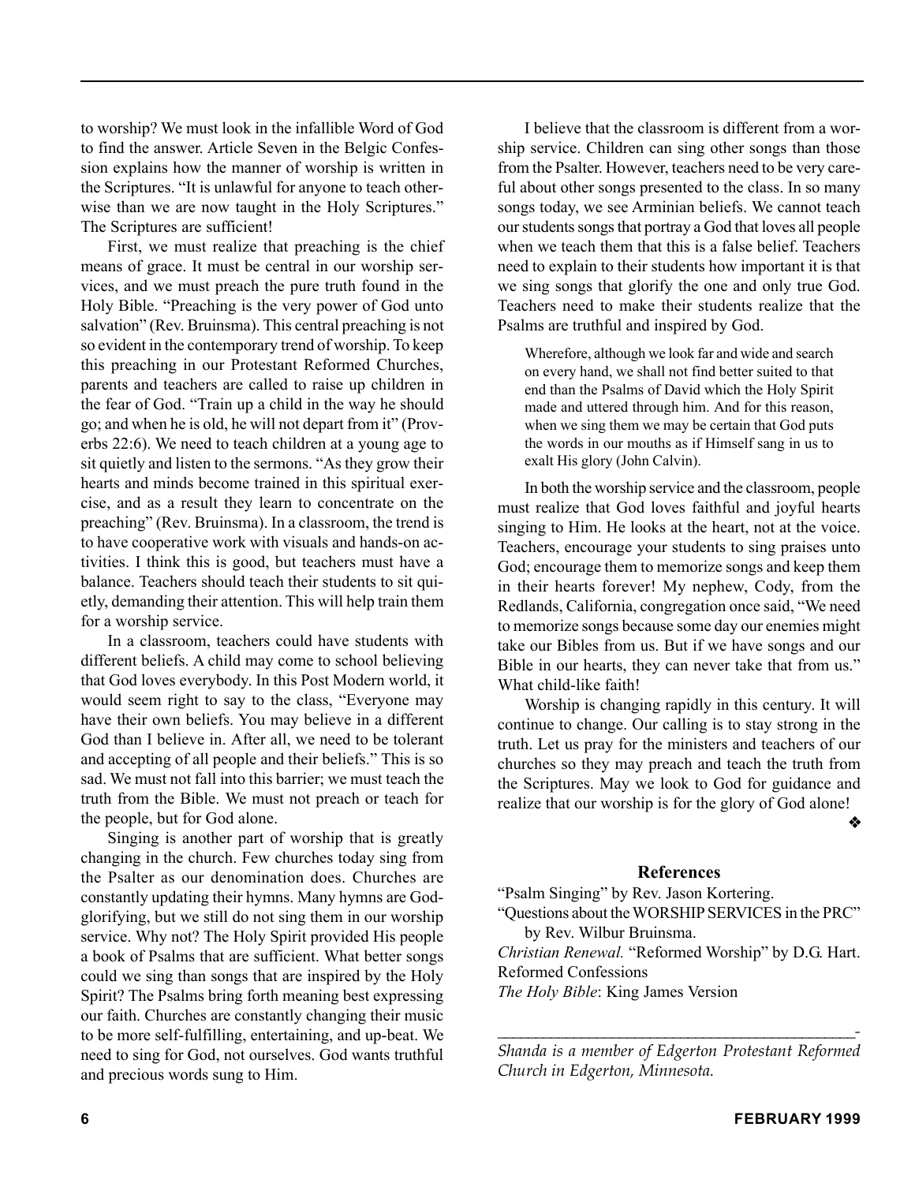to worship? We must look in the infallible Word of God to find the answer. Article Seven in the Belgic Confession explains how the manner of worship is written in the Scriptures. "It is unlawful for anyone to teach otherwise than we are now taught in the Holy Scriptures." The Scriptures are sufficient!

First, we must realize that preaching is the chief means of grace. It must be central in our worship services, and we must preach the pure truth found in the Holy Bible. "Preaching is the very power of God unto salvation" (Rev. Bruinsma). This central preaching is not so evident in the contemporary trend of worship. To keep this preaching in our Protestant Reformed Churches, parents and teachers are called to raise up children in the fear of God. "Train up a child in the way he should go; and when he is old, he will not depart from it" (Proverbs 22:6). We need to teach children at a young age to sit quietly and listen to the sermons. "As they grow their hearts and minds become trained in this spiritual exercise, and as a result they learn to concentrate on the preaching" (Rev. Bruinsma). In a classroom, the trend is to have cooperative work with visuals and hands-on activities. I think this is good, but teachers must have a balance. Teachers should teach their students to sit quietly, demanding their attention. This will help train them for a worship service.

In a classroom, teachers could have students with different beliefs. A child may come to school believing that God loves everybody. In this Post Modern world, it would seem right to say to the class, "Everyone may have their own beliefs. You may believe in a different God than I believe in. After all, we need to be tolerant and accepting of all people and their beliefs." This is so sad. We must not fall into this barrier; we must teach the truth from the Bible. We must not preach or teach for the people, but for God alone.

Singing is another part of worship that is greatly changing in the church. Few churches today sing from the Psalter as our denomination does. Churches are constantly updating their hymns. Many hymns are God-glorifying, but we still do not sing them in our worship service. Why not? The Holy Spirit provided His people a book of Psalms that are sufficient. What better songs could we sing than songs that are inspired by the Holy Spirit? The Psalms bring forth meaning best expressing our faith. Churches are constantly changing their music to be more self-fulfilling, entertaining, and up-beat. We need to sing for God, not ourselves. God wants truthful and precious words sung to Him.

I believe that the classroom is different from a worship service. Children can sing other songs than those from the Psalter. However, teachers need to be very careful about other songs presented to the class. In so many songs today, we see Arminian beliefs. We cannot teach our students songs that portray a God that loves all people when we teach them that this is a false belief. Teachers need to explain to their students how important it is that we sing songs that glorify the one and only true God. Teachers need to make their students realize that the Psalms are truthful and inspired by God.

> Wherefore, although we look far and wide and search on every hand, we shall not find better suited to that end than the Psalms of David which the Holy Spirit made and uttered through him. And for this reason, when we sing them we may be certain that God puts the words in our mouths as if Himself sang in us to exalt His glory (John Calvin).

In both the worship service and the classroom, people must realize that God loves faithful and joyful hearts singing to Him. He looks at the heart, not at the voice. Teachers, encourage your students to sing praises unto God; encourage them to memorize songs and keep them in their hearts forever! My nephew, Cody, from the Redlands, California, congregation once said, "We need to memorize songs because some day our enemies might take our Bibles from us. But if we have songs and our Bible in our hearts, they can never take that from us." What child-like faith!

Worship is changing rapidly in this century. It will continue to change. Our calling is to stay strong in the truth. Let us pray for the ministers and teachers of our churches so they may preach and teach the truth from the Scriptures. May we look to God for guidance and realize that our worship is for the glory of God alone!

❖

### References

"Psalm Singing" by Rev. Jason Kortering.

"Questions about the WORSHIP SERVICES in the PRC" by Rev. Wilbur Bruinsma.

*Christian Renewal.* "Reformed Worship" by D.G. Hart.

Reformed Confessions

*The Holy Bible*: King James Version

---

*Shanda is a member of Edgerton Protestant Reformed Church in Edgerton, Minnesota.*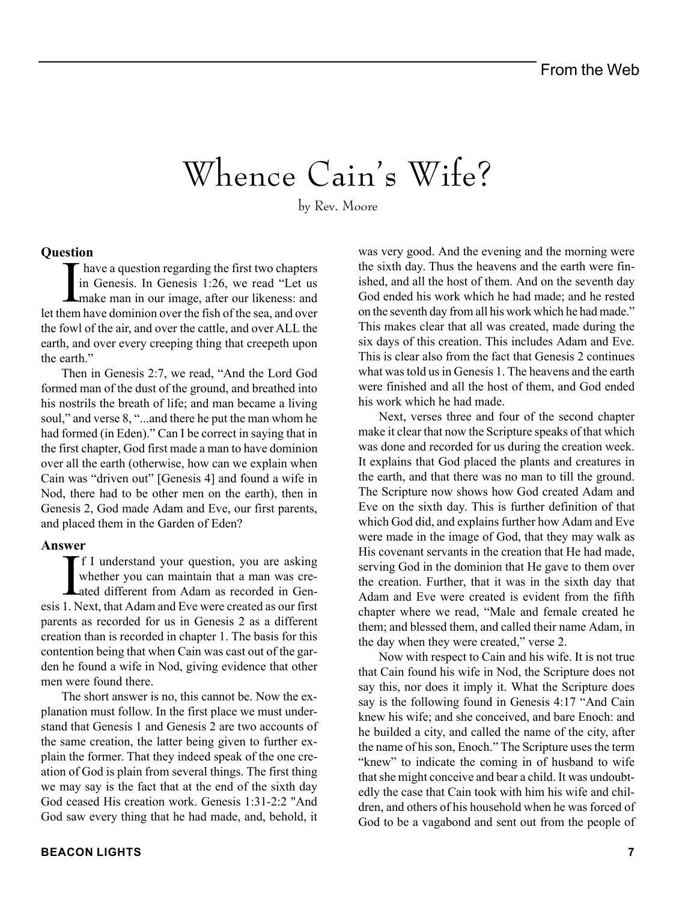# Whence Cain's Wife?

by Rev. Moore

### Question

I have a question regarding the first two chapters in Genesis. In Genesis 1:26, we read "Let us make man in our image, after our likeness: and let them have dominion over the fish of the sea, and over the fowl of the air, and over the cattle, and over ALL the earth, and over every creeping thing that creepeth upon the earth."

Then in Genesis 2:7, we read, "And the Lord God formed man of the dust of the ground, and breathed into his nostrils the breath of life; and man became a living soul," and verse 8, "...and there he put the man whom he had formed (in Eden)." Can I be correct in saying that in the first chapter, God first made a man to have dominion over all the earth (otherwise, how can we explain when Cain was "driven out" [Genesis 4] and found a wife in Nod, there had to be other men on the earth), then in Genesis 2, God made Adam and Eve, our first parents, and placed them in the Garden of Eden?

### Answer

If I understand your question, you are asking whether you can maintain that a man was created different from Adam as recorded in Genesis 1. Next, that Adam and Eve were created as our first parents as recorded for us in Genesis 2 as a different creation than is recorded in chapter 1. The basis for this contention being that when Cain was cast out of the garden he found a wife in Nod, giving evidence that other men were found there.

The short answer is no, this cannot be. Now the explanation must follow. In the first place we must understand that Genesis 1 and Genesis 2 are two accounts of the same creation, the latter being given to further explain the former. That they indeed speak of the one creation of God is plain from several things. The first thing we may say is the fact that at the end of the sixth day God ceased His creation work. Genesis 1:31-2:2 "And God saw every thing that he had made, and, behold, it was very good. And the evening and the morning were the sixth day. Thus the heavens and the earth were finished, and all the host of them. And on the seventh day God ended his work which he had made; and he rested on the seventh day from all his work which he had made." This makes clear that all was created, made during the six days of this creation. This includes Adam and Eve. This is clear also from the fact that Genesis 2 continues what was told us in Genesis 1. The heavens and the earth were finished and all the host of them, and God ended his work which he had made.

Next, verses three and four of the second chapter make it clear that now the Scripture speaks of that which was done and recorded for us during the creation week. It explains that God placed the plants and creatures in the earth, and that there was no man to till the ground. The Scripture now shows how God created Adam and Eve on the sixth day. This is further definition of that which God did, and explains further how Adam and Eve were made in the image of God, that they may walk as His covenant servants in the creation that He had made, serving God in the dominion that He gave to them over the creation. Further, that it was in the sixth day that Adam and Eve were created is evident from the fifth chapter where we read, "Male and female created he them; and blessed them, and called their name Adam, in the day when they were created," verse 2.

Now with respect to Cain and his wife. It is not true that Cain found his wife in Nod, the Scripture does not say this, nor does it imply it. What the Scripture does say is the following found in Genesis 4:17 "And Cain knew his wife; and she conceived, and bare Enoch: and he builded a city, and called the name of the city, after the name of his son, Enoch." The Scripture uses the term "knew" to indicate the coming in of husband to wife that she might conceive and bear a child. It was undoubtedly the case that Cain took with him his wife and children, and others of his household when he was forced of God to be a vagabond and sent out from the people of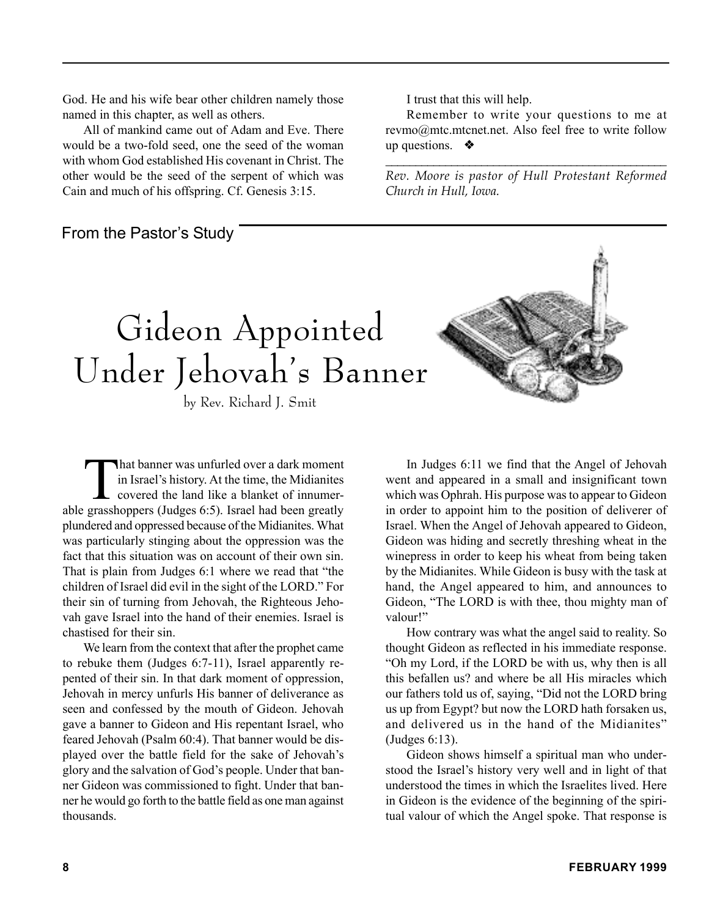God. He and his wife bear other children namely those named in this chapter, as well as others.

All of mankind came out of Adam and Eve. There would be a two-fold seed, one the seed of the woman with whom God established His covenant in Christ. The other would be the seed of the serpent of which was Cain and much of his offspring. Cf. Genesis 3:15.

I trust that this will help.

Remember to write your questions to me at revmo@mtc.mtcnet.net. Also feel free to write follow up questions. ❖

---

*Rev. Moore is pastor of Hull Protestant Reformed Church in Hull, Iowa.*

From the Pastor's Study

# Gideon Appointed Under Jehovah's Banner

by Rev. Richard J. Smit

That banner was unfurled over a dark moment in Israel's history. At the time, the Midianites covered the land like a blanket of innumerable grasshoppers (Judges 6:5). Israel had been greatly plundered and oppressed because of the Midianites. What was particularly stinging about the oppression was the fact that this situation was on account of their own sin. That is plain from Judges 6:1 where we read that "the children of Israel did evil in the sight of the LORD." For their sin of turning from Jehovah, the Righteous Jehovah gave Israel into the hand of their enemies. Israel is chastised for their sin.

We learn from the context that after the prophet came to rebuke them (Judges 6:7-11), Israel apparently repented of their sin. In that dark moment of oppression, Jehovah in mercy unfurls His banner of deliverance as seen and confessed by the mouth of Gideon. Jehovah gave a banner to Gideon and His repentant Israel, who feared Jehovah (Psalm 60:4). That banner would be displayed over the battle field for the sake of Jehovah's glory and the salvation of God's people. Under that banner Gideon was commissioned to fight. Under that banner he would go forth to the battle field as one man against thousands.

In Judges 6:11 we find that the Angel of Jehovah went and appeared in a small and insignificant town which was Ophrah. His purpose was to appear to Gideon in order to appoint him to the position of deliverer of Israel. When the Angel of Jehovah appeared to Gideon, Gideon was hiding and secretly threshing wheat in the winepress in order to keep his wheat from being taken by the Midianites. While Gideon is busy with the task at hand, the Angel appeared to him, and announces to Gideon, "The LORD is with thee, thou mighty man of valour!"

How contrary was what the angel said to reality. So thought Gideon as reflected in his immediate response. "Oh my Lord, if the LORD be with us, why then is all this befallen us? and where be all His miracles which our fathers told us of, saying, "Did not the LORD bring us up from Egypt? but now the LORD hath forsaken us, and delivered us in the hand of the Midianites" (Judges 6:13).

Gideon shows himself a spiritual man who understood the Israel's history very well and in light of that understood the times in which the Israelites lived. Here in Gideon is the evidence of the beginning of the spiritual valour of which the Angel spoke. That response is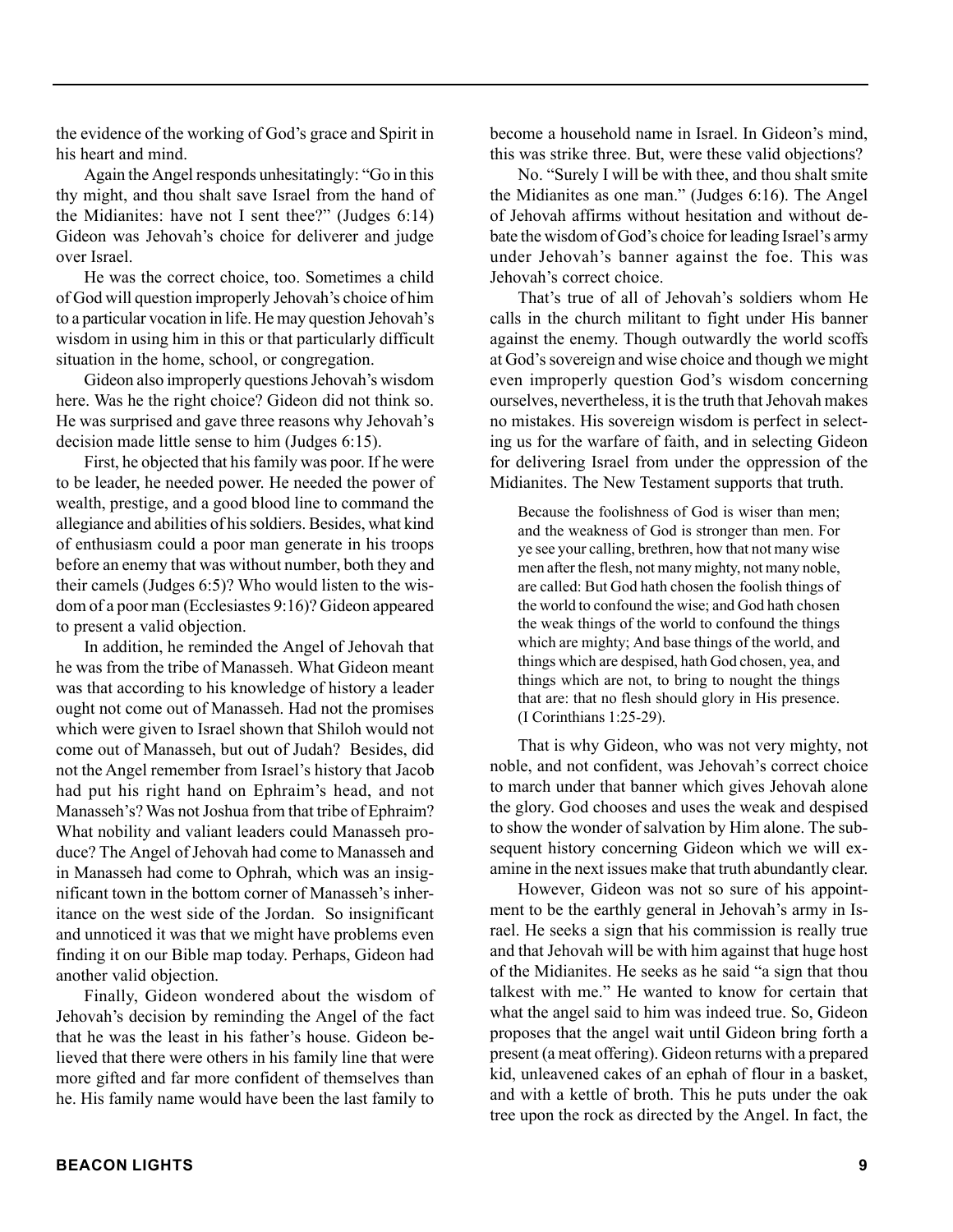the evidence of the working of God's grace and Spirit in his heart and mind.

Again the Angel responds unhesitatingly: "Go in this thy might, and thou shalt save Israel from the hand of the Midianites: have not I sent thee?" (Judges 6:14) Gideon was Jehovah's choice for deliverer and judge over Israel.

He was the correct choice, too. Sometimes a child of God will question improperly Jehovah's choice of him to a particular vocation in life. He may question Jehovah's wisdom in using him in this or that particularly difficult situation in the home, school, or congregation.

Gideon also improperly questions Jehovah's wisdom here. Was he the right choice? Gideon did not think so. He was surprised and gave three reasons why Jehovah's decision made little sense to him (Judges 6:15).

First, he objected that his family was poor. If he were to be leader, he needed power. He needed the power of wealth, prestige, and a good blood line to command the allegiance and abilities of his soldiers. Besides, what kind of enthusiasm could a poor man generate in his troops before an enemy that was without number, both they and their camels (Judges 6:5)? Who would listen to the wisdom of a poor man (Ecclesiastes 9:16)? Gideon appeared to present a valid objection.

In addition, he reminded the Angel of Jehovah that he was from the tribe of Manasseh. What Gideon meant was that according to his knowledge of history a leader ought not come out of Manasseh. Had not the promises which were given to Israel shown that Shiloh would not come out of Manasseh, but out of Judah? Besides, did not the Angel remember from Israel's history that Jacob had put his right hand on Ephraim's head, and not Manasseh's? Was not Joshua from that tribe of Ephraim? What nobility and valiant leaders could Manasseh produce? The Angel of Jehovah had come to Manasseh and in Manasseh had come to Ophrah, which was an insignificant town in the bottom corner of Manasseh's inheritance on the west side of the Jordan. So insignificant and unnoticed it was that we might have problems even finding it on our Bible map today. Perhaps, Gideon had another valid objection.

Finally, Gideon wondered about the wisdom of Jehovah's decision by reminding the Angel of the fact that he was the least in his father's house. Gideon believed that there were others in his family line that were more gifted and far more confident of themselves than he. His family name would have been the last family to become a household name in Israel. In Gideon's mind, this was strike three. But, were these valid objections?

No. "Surely I will be with thee, and thou shalt smite the Midianites as one man." (Judges 6:16). The Angel of Jehovah affirms without hesitation and without debate the wisdom of God's choice for leading Israel's army under Jehovah's banner against the foe. This was Jehovah's correct choice.

That's true of all of Jehovah's soldiers whom He calls in the church militant to fight under His banner against the enemy. Though outwardly the world scoffs at God's sovereign and wise choice and though we might even improperly question God's wisdom concerning ourselves, nevertheless, it is the truth that Jehovah makes no mistakes. His sovereign wisdom is perfect in selecting us for the warfare of faith, and in selecting Gideon for delivering Israel from under the oppression of the Midianites. The New Testament supports that truth.

> Because the foolishness of God is wiser than men; and the weakness of God is stronger than men. For ye see your calling, brethren, how that not many wise men after the flesh, not many mighty, not many noble, are called: But God hath chosen the foolish things of the world to confound the wise; and God hath chosen the weak things of the world to confound the things which are mighty; And base things of the world, and things which are despised, hath God chosen, yea, and things which are not, to bring to nought the things that are: that no flesh should glory in His presence. (I Corinthians 1:25-29).

That is why Gideon, who was not very mighty, not noble, and not confident, was Jehovah's correct choice to march under that banner which gives Jehovah alone the glory. God chooses and uses the weak and despised to show the wonder of salvation by Him alone. The subsequent history concerning Gideon which we will examine in the next issues make that truth abundantly clear.

However, Gideon was not so sure of his appointment to be the earthly general in Jehovah's army in Israel. He seeks a sign that his commission is really true and that Jehovah will be with him against that huge host of the Midianites. He seeks as he said "a sign that thou talkest with me." He wanted to know for certain that what the angel said to him was indeed true. So, Gideon proposes that the angel wait until Gideon bring forth a present (a meat offering). Gideon returns with a prepared kid, unleavened cakes of an ephah of flour in a basket, and with a kettle of broth. This he puts under the oak tree upon the rock as directed by the Angel. In fact, the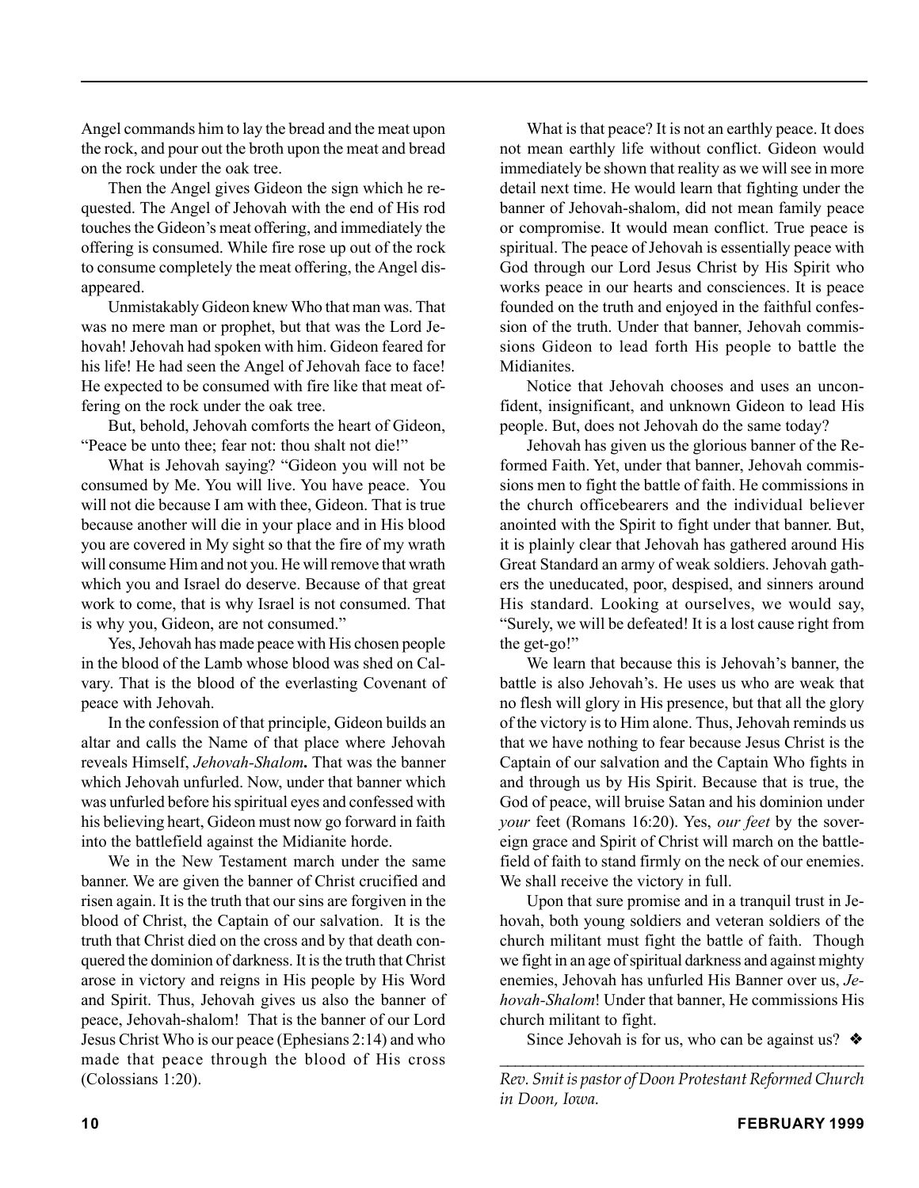Angel commands him to lay the bread and the meat upon the rock, and pour out the broth upon the meat and bread on the rock under the oak tree.

Then the Angel gives Gideon the sign which he requested. The Angel of Jehovah with the end of His rod touches the Gideon's meat offering, and immediately the offering is consumed. While fire rose up out of the rock to consume completely the meat offering, the Angel disappeared.

Unmistakably Gideon knew Who that man was. That was no mere man or prophet, but that was the Lord Jehovah! Jehovah had spoken with him. Gideon feared for his life! He had seen the Angel of Jehovah face to face! He expected to be consumed with fire like that meat offering on the rock under the oak tree.

But, behold, Jehovah comforts the heart of Gideon, "Peace be unto thee; fear not: thou shalt not die!"

What is Jehovah saying? "Gideon you will not be consumed by Me. You will live. You have peace. You will not die because I am with thee, Gideon. That is true because another will die in your place and in His blood you are covered in My sight so that the fire of my wrath will consume Him and not you. He will remove that wrath which you and Israel do deserve. Because of that great work to come, that is why Israel is not consumed. That is why you, Gideon, are not consumed."

Yes, Jehovah has made peace with His chosen people in the blood of the Lamb whose blood was shed on Calvary. That is the blood of the everlasting Covenant of peace with Jehovah.

In the confession of that principle, Gideon builds an altar and calls the Name of that place where Jehovah reveals Himself, ***Jehovah-Shalom*.** That was the banner which Jehovah unfurled. Now, under that banner which was unfurled before his spiritual eyes and confessed with his believing heart, Gideon must now go forward in faith into the battlefield against the Midianite horde.

We in the New Testament march under the same banner. We are given the banner of Christ crucified and risen again. It is the truth that our sins are forgiven in the blood of Christ, the Captain of our salvation. It is the truth that Christ died on the cross and by that death conquered the dominion of darkness. It is the truth that Christ arose in victory and reigns in His people by His Word and Spirit. Thus, Jehovah gives us also the banner of peace, Jehovah-shalom! That is the banner of our Lord Jesus Christ Who is our peace (Ephesians 2:14) and who made that peace through the blood of His cross (Colossians 1:20).

What is that peace? It is not an earthly peace. It does not mean earthly life without conflict. Gideon would immediately be shown that reality as we will see in more detail next time. He would learn that fighting under the banner of Jehovah-shalom, did not mean family peace or compromise. It would mean conflict. True peace is spiritual. The peace of Jehovah is essentially peace with God through our Lord Jesus Christ by His Spirit who works peace in our hearts and consciences. It is peace founded on the truth and enjoyed in the faithful confession of the truth. Under that banner, Jehovah commissions Gideon to lead forth His people to battle the Midianites.

Notice that Jehovah chooses and uses an unconfident, insignificant, and unknown Gideon to lead His people. But, does not Jehovah do the same today?

Jehovah has given us the glorious banner of the Reformed Faith. Yet, under that banner, Jehovah commissions men to fight the battle of faith. He commissions in the church officebearers and the individual believer anointed with the Spirit to fight under that banner. But, it is plainly clear that Jehovah has gathered around His Great Standard an army of weak soldiers. Jehovah gathers the uneducated, poor, despised, and sinners around His standard. Looking at ourselves, we would say, "Surely, we will be defeated! It is a lost cause right from the get-go!"

We learn that because this is Jehovah's banner, the battle is also Jehovah's. He uses us who are weak that no flesh will glory in His presence, but that all the glory of the victory is to Him alone. Thus, Jehovah reminds us that we have nothing to fear because Jesus Christ is the Captain of our salvation and the Captain Who fights in and through us by His Spirit. Because that is true, the God of peace, will bruise Satan and his dominion under *your* feet (Romans 16:20). Yes, *our feet* by the sovereign grace and Spirit of Christ will march on the battlefield of faith to stand firmly on the neck of our enemies. We shall receive the victory in full.

Upon that sure promise and in a tranquil trust in Jehovah, both young soldiers and veteran soldiers of the church militant must fight the battle of faith. Though we fight in an age of spiritual darkness and against mighty enemies, Jehovah has unfurled His Banner over us, *Jehovah-Shalom*! Under that banner, He commissions His church militant to fight.

Since Jehovah is for us, who can be against us? ❖

---

*Rev. Smit is pastor of Doon Protestant Reformed Church in Doon, Iowa.*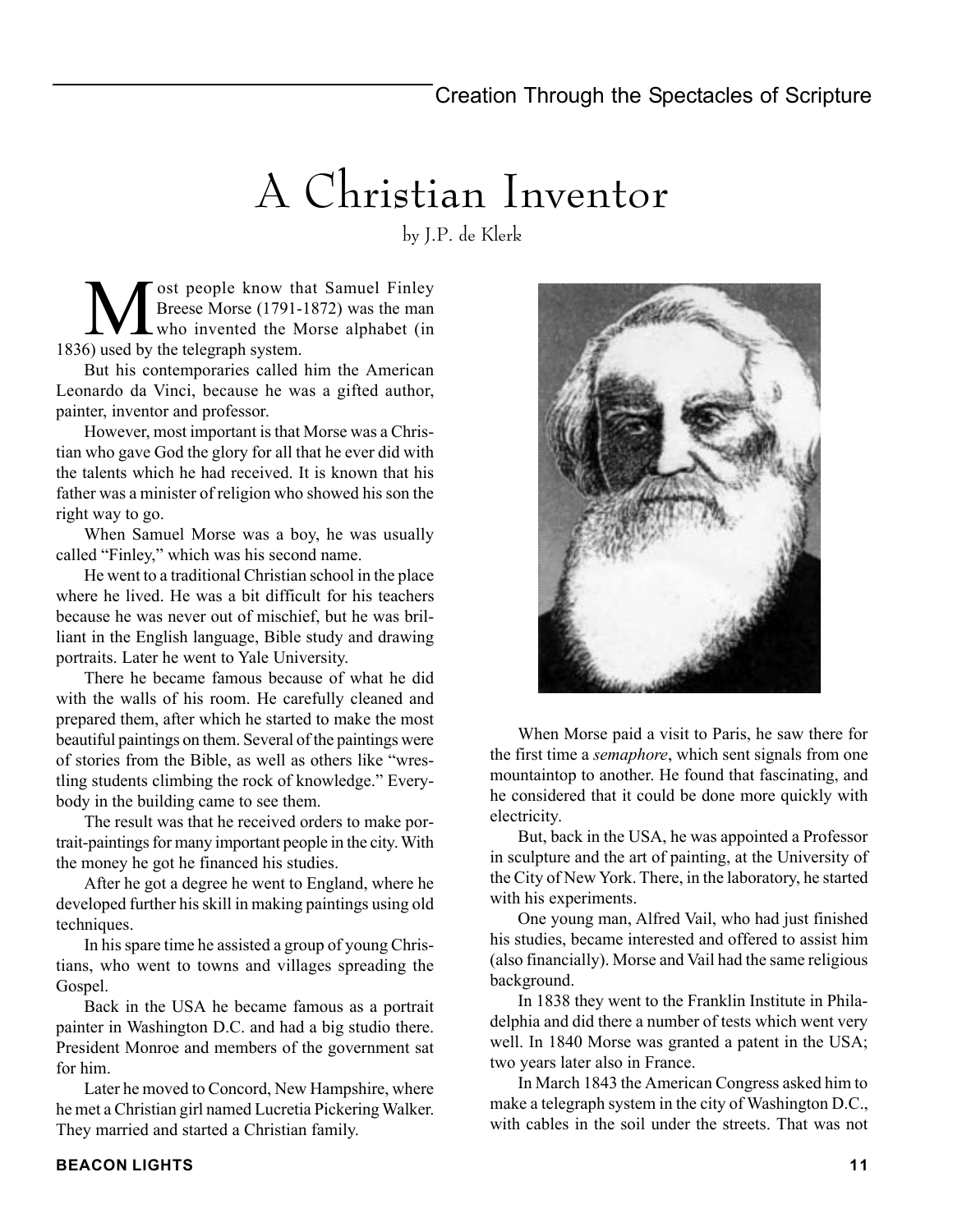# A Christian Inventor

by J.P. de Klerk

Most people know that Samuel Finley Breese Morse (1791-1872) was the man who invented the Morse alphabet (in 1836) used by the telegraph system.

But his contemporaries called him the American Leonardo da Vinci, because he was a gifted author, painter, inventor and professor.

However, most important is that Morse was a Christian who gave God the glory for all that he ever did with the talents which he had received. It is known that his father was a minister of religion who showed his son the right way to go.

When Samuel Morse was a boy, he was usually called "Finley," which was his second name.

He went to a traditional Christian school in the place where he lived. He was a bit difficult for his teachers because he was never out of mischief, but he was brilliant in the English language, Bible study and drawing portraits. Later he went to Yale University.

There he became famous because of what he did with the walls of his room. He carefully cleaned and prepared them, after which he started to make the most beautiful paintings on them. Several of the paintings were of stories from the Bible, as well as others like "wrestling students climbing the rock of knowledge." Everybody in the building came to see them.

The result was that he received orders to make portrait-paintings for many important people in the city. With the money he got he financed his studies.

After he got a degree he went to England, where he developed further his skill in making paintings using old techniques.

In his spare time he assisted a group of young Christians, who went to towns and villages spreading the Gospel.

Back in the USA he became famous as a portrait painter in Washington D.C. and had a big studio there. President Monroe and members of the government sat for him.

Later he moved to Concord, New Hampshire, where he met a Christian girl named Lucretia Pickering Walker. They married and started a Christian family.

When Morse paid a visit to Paris, he saw there for the first time a *semaphore*, which sent signals from one mountaintop to another. He found that fascinating, and he considered that it could be done more quickly with electricity.

But, back in the USA, he was appointed a Professor in sculpture and the art of painting, at the University of the City of New York. There, in the laboratory, he started with his experiments.

One young man, Alfred Vail, who had just finished his studies, became interested and offered to assist him (also financially). Morse and Vail had the same religious background.

In 1838 they went to the Franklin Institute in Philadelphia and did there a number of tests which went very well. In 1840 Morse was granted a patent in the USA; two years later also in France.

In March 1843 the American Congress asked him to make a telegraph system in the city of Washington D.C., with cables in the soil under the streets. That was not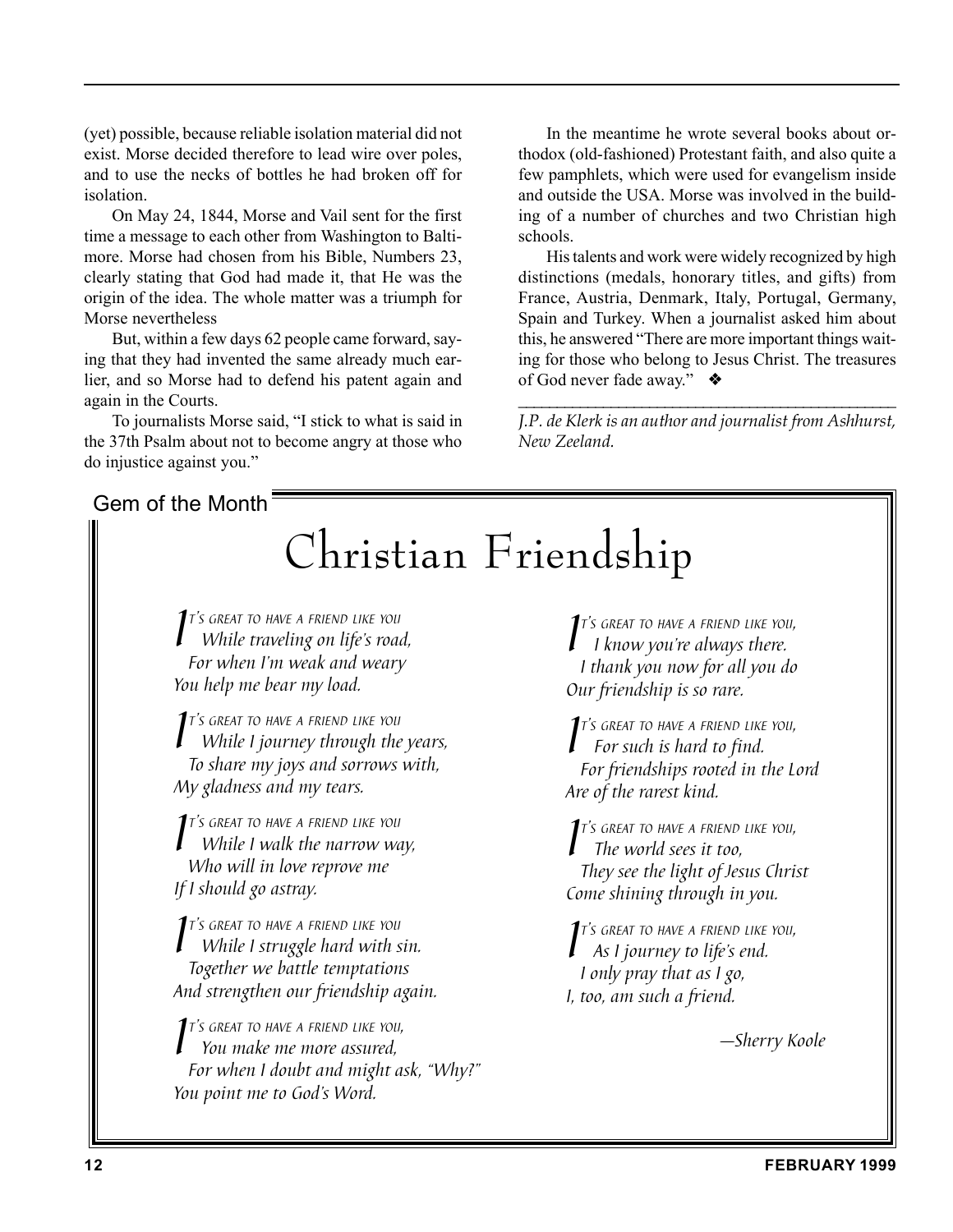(yet) possible, because reliable isolation material did not exist. Morse decided therefore to lead wire over poles, and to use the necks of bottles he had broken off for isolation.

On May 24, 1844, Morse and Vail sent for the first time a message to each other from Washington to Baltimore. Morse had chosen from his Bible, Numbers 23, clearly stating that God had made it, that He was the origin of the idea. The whole matter was a triumph for Morse nevertheless

But, within a few days 62 people came forward, saying that they had invented the same already much earlier, and so Morse had to defend his patent again and again in the Courts.

To journalists Morse said, "I stick to what is said in the 37th Psalm about not to become angry at those who do injustice against you."

In the meantime he wrote several books about orthodox (old-fashioned) Protestant faith, and also quite a few pamphlets, which were used for evangelism inside and outside the USA. Morse was involved in the building of a number of churches and two Christian high schools.

His talents and work were widely recognized by high distinctions (medals, honorary titles, and gifts) from France, Austria, Denmark, Italy, Portugal, Germany, Spain and Turkey. When a journalist asked him about this, he answered "There are more important things waiting for those who belong to Jesus Christ. The treasures of God never fade away." ❖

---

*J.P. de Klerk is an author and journalist from Ashhurst, New Zeeland.*

Gem of the Month

# Christian Friendship

*It's great to have a friend like you*
*While traveling on life's road,*
*For when I'm weak and weary*
*You help me bear my load.*

*It's great to have a friend like you*
*While I journey through the years,*
*To share my joys and sorrows with,*
*My gladness and my tears.*

*It's great to have a friend like you*
*While I walk the narrow way,*
*Who will in love reprove me*
*If I should go astray.*

*It's great to have a friend like you*
*While I struggle hard with sin.*
*Together we battle temptations*
*And strengthen our friendship again.*

*It's great to have a friend like you,*
*You make me more assured,*
*For when I doubt and might ask, "Why?"*
*You point me to God's Word.*

*It's great to have a friend like you,*
*I know you're always there.*
*I thank you now for all you do*
*Our friendship is so rare.*

*It's great to have a friend like you,*
*For such is hard to find.*
*For friendships rooted in the Lord*
*Are of the rarest kind.*

*It's great to have a friend like you,*
*The world sees it too,*
*They see the light of Jesus Christ*
*Come shining through in you.*

*It's great to have a friend like you,*
*As I journey to life's end.*
*I only pray that as I go,*
*I, too, am such a friend.*

*—Sherry Koole*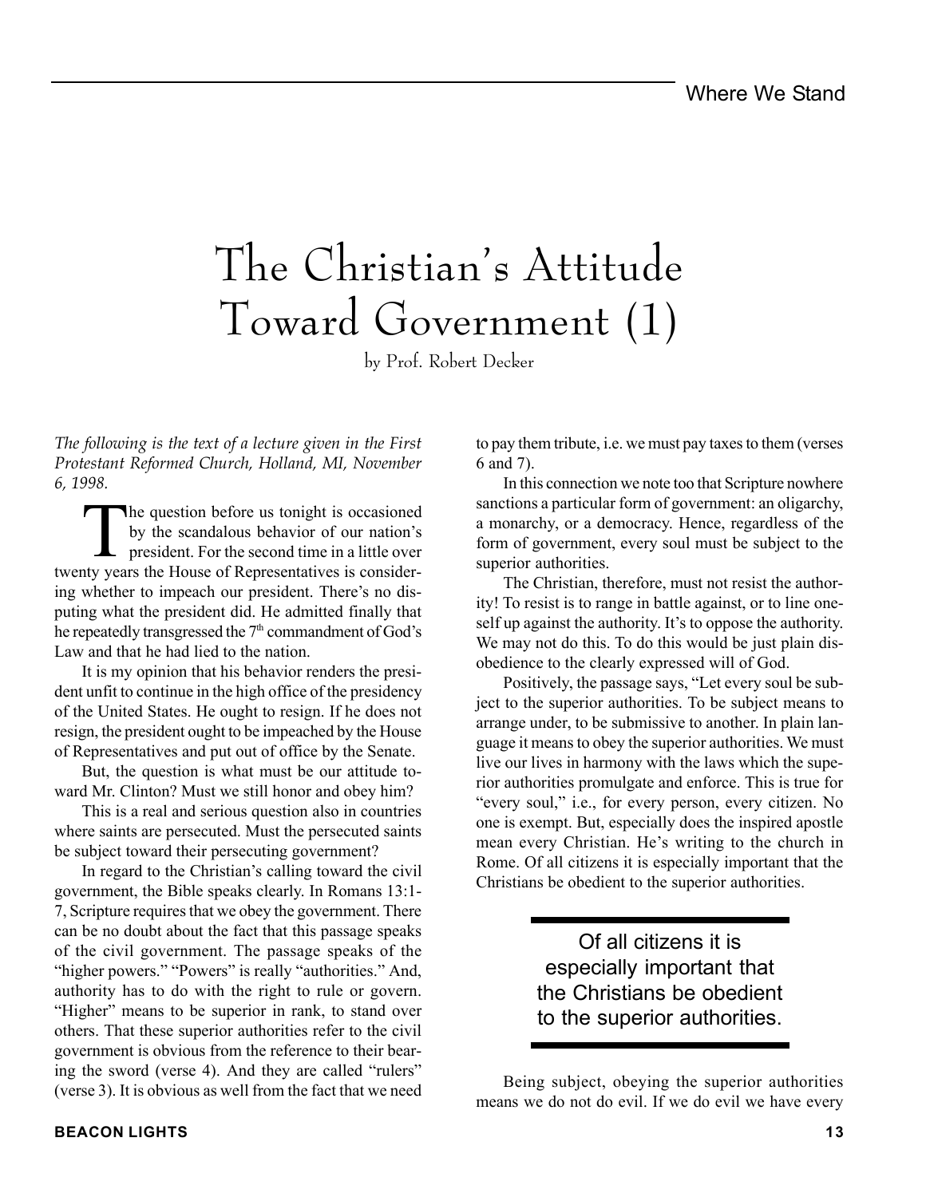# The Christian's Attitude Toward Government (1)

by Prof. Robert Decker

*The following is the text of a lecture given in the First Protestant Reformed Church, Holland, MI, November 6, 1998.*

The question before us tonight is occasioned by the scandalous behavior of our nation's president. For the second time in a little over twenty years the House of Representatives is considering whether to impeach our president. There's no disputing what the president did. He admitted finally that he repeatedly transgressed the 7th commandment of God's Law and that he had lied to the nation.

It is my opinion that his behavior renders the president unfit to continue in the high office of the presidency of the United States. He ought to resign. If he does not resign, the president ought to be impeached by the House of Representatives and put out of office by the Senate.

But, the question is what must be our attitude toward Mr. Clinton? Must we still honor and obey him?

This is a real and serious question also in countries where saints are persecuted. Must the persecuted saints be subject toward their persecuting government?

In regard to the Christian's calling toward the civil government, the Bible speaks clearly. In Romans 13:1-7, Scripture requires that we obey the government. There can be no doubt about the fact that this passage speaks of the civil government. The passage speaks of the "higher powers." "Powers" is really "authorities." And, authority has to do with the right to rule or govern. "Higher" means to be superior in rank, to stand over others. That these superior authorities refer to the civil government is obvious from the reference to their bearing the sword (verse 4). And they are called "rulers" (verse 3). It is obvious as well from the fact that we need to pay them tribute, i.e. we must pay taxes to them (verses 6 and 7).

In this connection we note too that Scripture nowhere sanctions a particular form of government: an oligarchy, a monarchy, or a democracy. Hence, regardless of the form of government, every soul must be subject to the superior authorities.

The Christian, therefore, must not resist the authority! To resist is to range in battle against, or to line oneself up against the authority. It's to oppose the authority. We may not do this. To do this would be just plain disobedience to the clearly expressed will of God.

Positively, the passage says, "Let every soul be subject to the superior authorities. To be subject means to arrange under, to be submissive to another. In plain language it means to obey the superior authorities. We must live our lives in harmony with the laws which the superior authorities promulgate and enforce. This is true for "every soul," i.e., for every person, every citizen. No one is exempt. But, especially does the inspired apostle mean every Christian. He's writing to the church in Rome. Of all citizens it is especially important that the Christians be obedient to the superior authorities.

> Of all citizens it is especially important that the Christians be obedient to the superior authorities.

Being subject, obeying the superior authorities means we do not do evil. If we do evil we have every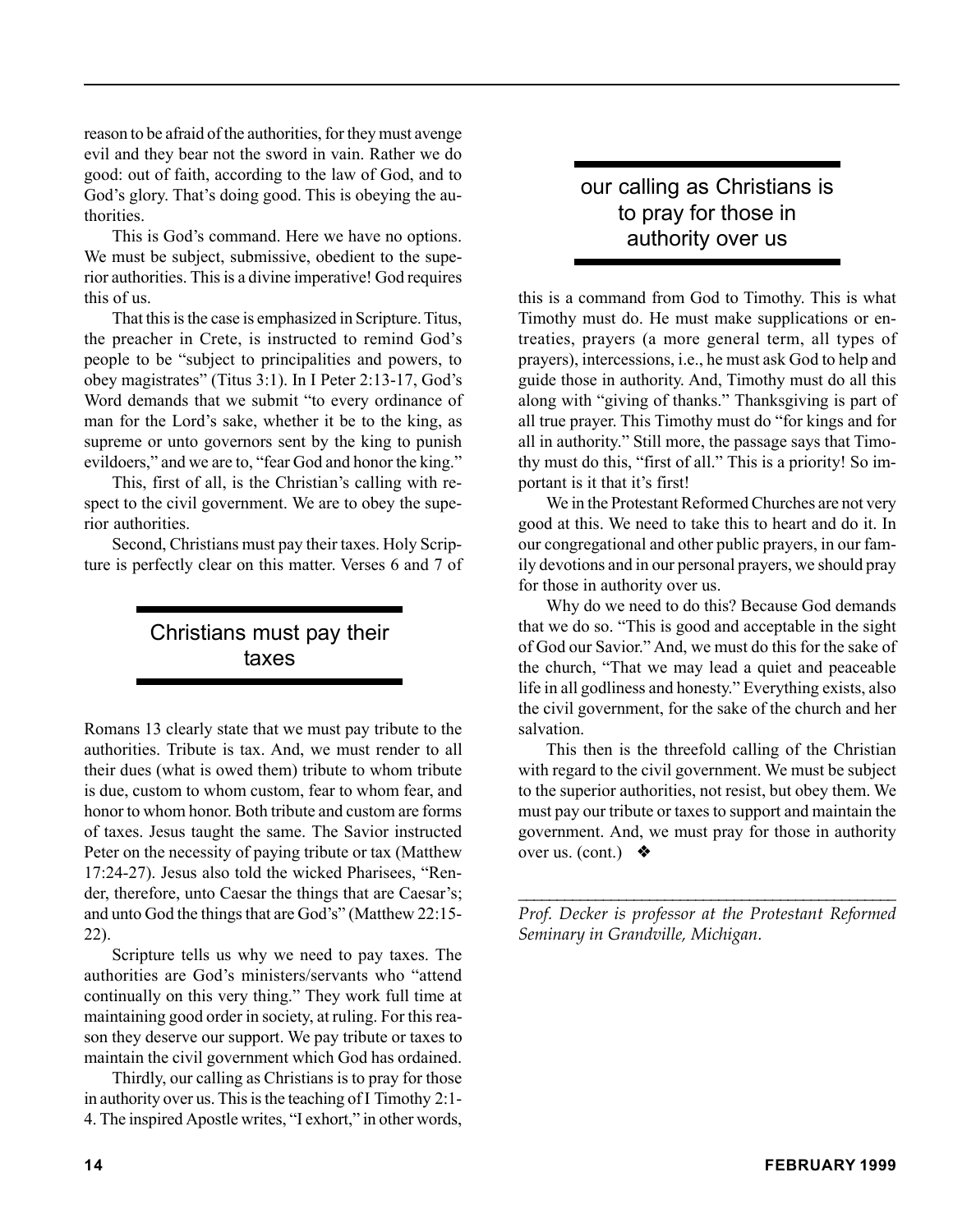reason to be afraid of the authorities, for they must avenge evil and they bear not the sword in vain. Rather we do good: out of faith, according to the law of God, and to God's glory. That's doing good. This is obeying the authorities.

This is God's command. Here we have no options. We must be subject, submissive, obedient to the superior authorities. This is a divine imperative! God requires this of us.

That this is the case is emphasized in Scripture. Titus, the preacher in Crete, is instructed to remind God's people to be "subject to principalities and powers, to obey magistrates" (Titus 3:1). In I Peter 2:13-17, God's Word demands that we submit "to every ordinance of man for the Lord's sake, whether it be to the king, as supreme or unto governors sent by the king to punish evildoers," and we are to, "fear God and honor the king."

This, first of all, is the Christian's calling with respect to the civil government. We are to obey the superior authorities.

Second, Christians must pay their taxes. Holy Scripture is perfectly clear on this matter. Verses 6 and 7 of Romans 13 clearly state that we must pay tribute to the authorities. Tribute is tax. And, we must render to all their dues (what is owed them) tribute to whom tribute is due, custom to whom custom, fear to whom fear, and honor to whom honor. Both tribute and custom are forms of taxes. Jesus taught the same. The Savior instructed Peter on the necessity of paying tribute or tax (Matthew 17:24-27). Jesus also told the wicked Pharisees, "Render, therefore, unto Caesar the things that are Caesar's; and unto God the things that are God's" (Matthew 22:15-22).

> Christians must pay their taxes

Scripture tells us why we need to pay taxes. The authorities are God's ministers/servants who "attend continually on this very thing." They work full time at maintaining good order in society, at ruling. For this reason they deserve our support. We pay tribute or taxes to maintain the civil government which God has ordained.

Thirdly, our calling as Christians is to pray for those in authority over us. This is the teaching of I Timothy 2:1-4. The inspired Apostle writes, "I exhort," in other words, this is a command from God to Timothy. This is what Timothy must do. He must make supplications or entreaties, prayers (a more general term, all types of prayers), intercessions, i.e., he must ask God to help and guide those in authority. And, Timothy must do all this along with "giving of thanks." Thanksgiving is part of all true prayer. This Timothy must do "for kings and for all in authority." Still more, the passage says that Timothy must do this, "first of all." This is a priority! So important is it that it's first!

> our calling as Christians is to pray for those in authority over us

We in the Protestant Reformed Churches are not very good at this. We need to take this to heart and do it. In our congregational and other public prayers, in our family devotions and in our personal prayers, we should pray for those in authority over us.

Why do we need to do this? Because God demands that we do so. "This is good and acceptable in the sight of God our Savior." And, we must do this for the sake of the church, "That we may lead a quiet and peaceable life in all godliness and honesty." Everything exists, also the civil government, for the sake of the church and her salvation.

This then is the threefold calling of the Christian with regard to the civil government. We must be subject to the superior authorities, not resist, but obey them. We must pay our tribute or taxes to support and maintain the government. And, we must pray for those in authority over us. (cont.) ❖

---

*Prof. Decker is professor at the Protestant Reformed Seminary in Grandville, Michigan.*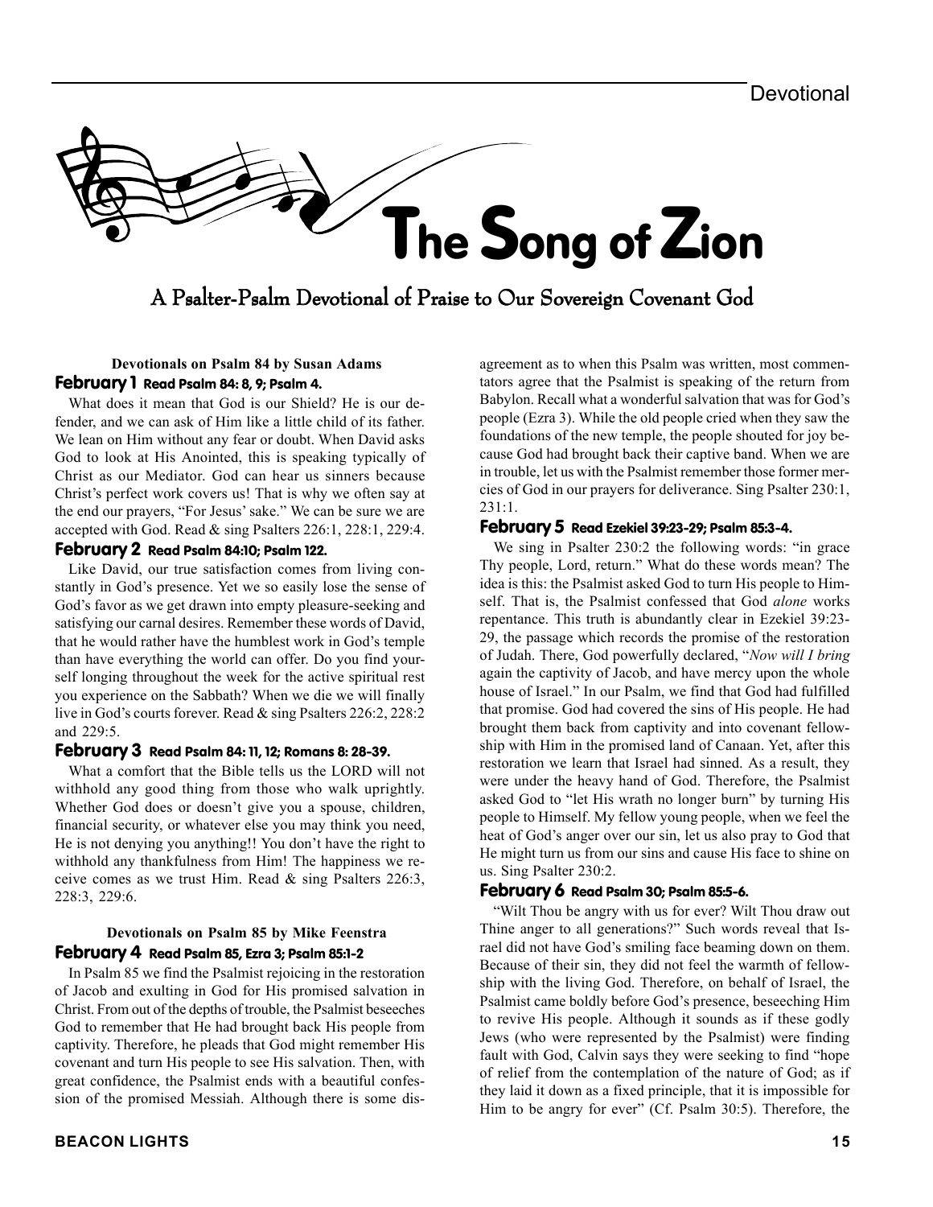# The Song of Zion

## A Psalter-Psalm Devotional of Praise to Our Sovereign Covenant God

**Devotionals on Psalm 84 by Susan Adams**

### February 1 Read Psalm 84: 8, 9; Psalm 4.

What does it mean that God is our Shield? He is our defender, and we can ask of Him like a little child of its father. We lean on Him without any fear or doubt. When David asks God to look at His Anointed, this is speaking typically of Christ as our Mediator. God can hear us sinners because Christ's perfect work covers us! That is why we often say at the end our prayers, "For Jesus' sake." We can be sure we are accepted with God. Read & sing Psalters 226:1, 228:1, 229:4.

### February 2 Read Psalm 84:10; Psalm 122.

Like David, our true satisfaction comes from living constantly in God's presence. Yet we so easily lose the sense of God's favor as we get drawn into empty pleasure-seeking and satisfying our carnal desires. Remember these words of David, that he would rather have the humblest work in God's temple than have everything the world can offer. Do you find yourself longing throughout the week for the active spiritual rest you experience on the Sabbath? When we die we will finally live in God's courts forever. Read & sing Psalters 226:2, 228:2 and 229:5.

### February 3 Read Psalm 84: 11, 12; Romans 8: 28-39.

What a comfort that the Bible tells us the LORD will not withhold any good thing from those who walk uprightly. Whether God does or doesn't give you a spouse, children, financial security, or whatever else you may think you need, He is not denying you anything!! You don't have the right to withhold any thankfulness from Him! The happiness we receive comes as we trust Him. Read & sing Psalters 226:3, 228:3, 229:6.

**Devotionals on Psalm 85 by Mike Feenstra**

### February 4 Read Psalm 85, Ezra 3; Psalm 85:1-2

In Psalm 85 we find the Psalmist rejoicing in the restoration of Jacob and exulting in God for His promised salvation in Christ. From out of the depths of trouble, the Psalmist beseeches God to remember that He had brought back His people from captivity. Therefore, he pleads that God might remember His covenant and turn His people to see His salvation. Then, with great confidence, the Psalmist ends with a beautiful confession of the promised Messiah. Although there is some disagreement as to when this Psalm was written, most commentators agree that the Psalmist is speaking of the return from Babylon. Recall what a wonderful salvation that was for God's people (Ezra 3). While the old people cried when they saw the foundations of the new temple, the people shouted for joy because God had brought back their captive band. When we are in trouble, let us with the Psalmist remember those former mercies of God in our prayers for deliverance. Sing Psalter 230:1, 231:1.

### February 5 Read Ezekiel 39:23-29; Psalm 85:3-4.

We sing in Psalter 230:2 the following words: "in grace Thy people, Lord, return." What do these words mean? The idea is this: the Psalmist asked God to turn His people to Himself. That is, the Psalmist confessed that God *alone* works repentance. This truth is abundantly clear in Ezekiel 39:23-29, the passage which records the promise of the restoration of Judah. There, God powerfully declared, "*Now will I bring* again the captivity of Jacob, and have mercy upon the whole house of Israel." In our Psalm, we find that God had fulfilled that promise. God had covered the sins of His people. He had brought them back from captivity and into covenant fellowship with Him in the promised land of Canaan. Yet, after this restoration we learn that Israel had sinned. As a result, they were under the heavy hand of God. Therefore, the Psalmist asked God to "let His wrath no longer burn" by turning His people to Himself. My fellow young people, when we feel the heat of God's anger over our sin, let us also pray to God that He might turn us from our sins and cause His face to shine on us. Sing Psalter 230:2.

### February 6 Read Psalm 30; Psalm 85:5-6.

"Wilt Thou be angry with us for ever? Wilt Thou draw out Thine anger to all generations?" Such words reveal that Israel did not have God's smiling face beaming down on them. Because of their sin, they did not feel the warmth of fellowship with the living God. Therefore, on behalf of Israel, the Psalmist came boldly before God's presence, beseeching Him to revive His people. Although it sounds as if these godly Jews (who were represented by the Psalmist) were finding fault with God, Calvin says they were seeking to find "hope of relief from the contemplation of the nature of God; as if they laid it down as a fixed principle, that it is impossible for Him to be angry for ever" (Cf. Psalm 30:5). Therefore, the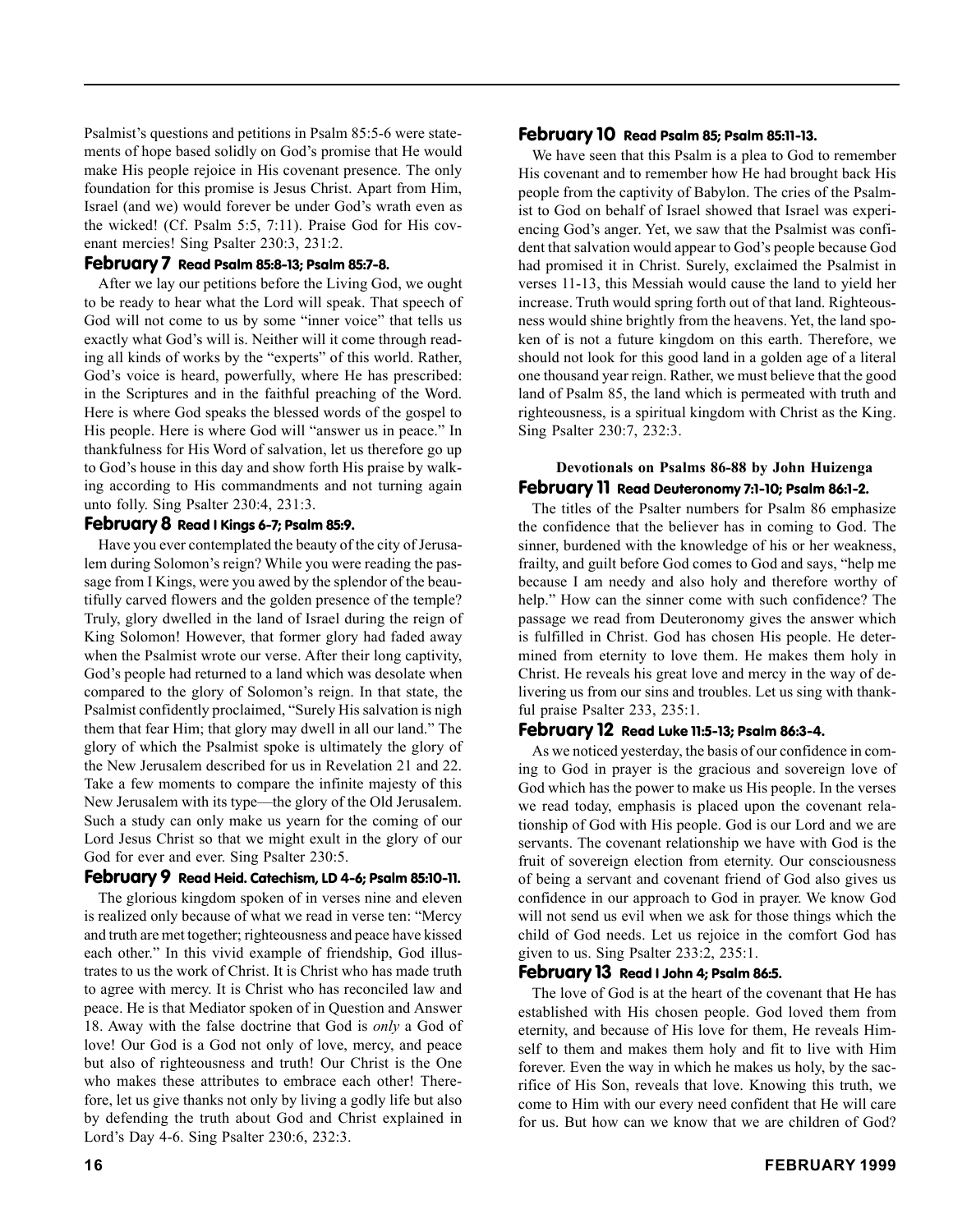Psalmist's questions and petitions in Psalm 85:5-6 were statements of hope based solidly on God's promise that He would make His people rejoice in His covenant presence. The only foundation for this promise is Jesus Christ. Apart from Him, Israel (and we) would forever be under God's wrath even as the wicked! (Cf. Psalm 5:5, 7:11). Praise God for His covenant mercies! Sing Psalter 230:3, 231:2.

### February 7 Read Psalm 85:8-13; Psalm 85:7-8.

After we lay our petitions before the Living God, we ought to be ready to hear what the Lord will speak. That speech of God will not come to us by some "inner voice" that tells us exactly what God's will is. Neither will it come through reading all kinds of works by the "experts" of this world. Rather, God's voice is heard, powerfully, where He has prescribed: in the Scriptures and in the faithful preaching of the Word. Here is where God speaks the blessed words of the gospel to His people. Here is where God will "answer us in peace." In thankfulness for His Word of salvation, let us therefore go up to God's house in this day and show forth His praise by walking according to His commandments and not turning again unto folly. Sing Psalter 230:4, 231:3.

### February 8 Read I Kings 6-7; Psalm 85:9.

Have you ever contemplated the beauty of the city of Jerusalem during Solomon's reign? While you were reading the passage from I Kings, were you awed by the splendor of the beautifully carved flowers and the golden presence of the temple? Truly, glory dwelled in the land of Israel during the reign of King Solomon! However, that former glory had faded away when the Psalmist wrote our verse. After their long captivity, God's people had returned to a land which was desolate when compared to the glory of Solomon's reign. In that state, the Psalmist confidently proclaimed, "Surely His salvation is nigh them that fear Him; that glory may dwell in all our land." The glory of which the Psalmist spoke is ultimately the glory of the New Jerusalem described for us in Revelation 21 and 22. Take a few moments to compare the infinite majesty of this New Jerusalem with its type—the glory of the Old Jerusalem. Such a study can only make us yearn for the coming of our Lord Jesus Christ so that we might exult in the glory of our God for ever and ever. Sing Psalter 230:5.

### February 9 Read Heid. Catechism, LD 4-6; Psalm 85:10-11.

The glorious kingdom spoken of in verses nine and eleven is realized only because of what we read in verse ten: "Mercy and truth are met together; righteousness and peace have kissed each other." In this vivid example of friendship, God illustrates to us the work of Christ. It is Christ who has made truth to agree with mercy. It is Christ who has reconciled law and peace. He is that Mediator spoken of in Question and Answer 18. Away with the false doctrine that God is *only* a God of love! Our God is a God not only of love, mercy, and peace but also of righteousness and truth! Our Christ is the One who makes these attributes to embrace each other! Therefore, let us give thanks not only by living a godly life but also by defending the truth about God and Christ explained in Lord's Day 4-6. Sing Psalter 230:6, 232:3.

### February 10 Read Psalm 85; Psalm 85:11-13.

We have seen that this Psalm is a plea to God to remember His covenant and to remember how He had brought back His people from the captivity of Babylon. The cries of the Psalmist to God on behalf of Israel showed that Israel was experiencing God's anger. Yet, we saw that the Psalmist was confident that salvation would appear to God's people because God had promised it in Christ. Surely, exclaimed the Psalmist in verses 11-13, this Messiah would cause the land to yield her increase. Truth would spring forth out of that land. Righteousness would shine brightly from the heavens. Yet, the land spoken of is not a future kingdom on this earth. Therefore, we should not look for this good land in a golden age of a literal one thousand year reign. Rather, we must believe that the good land of Psalm 85, the land which is permeated with truth and righteousness, is a spiritual kingdom with Christ as the King. Sing Psalter 230:7, 232:3.

**Devotionals on Psalms 86-88 by John Huizenga**

### February 11 Read Deuteronomy 7:1-10; Psalm 86:1-2.

The titles of the Psalter numbers for Psalm 86 emphasize the confidence that the believer has in coming to God. The sinner, burdened with the knowledge of his or her weakness, frailty, and guilt before God comes to God and says, "help me because I am needy and also holy and therefore worthy of help." How can the sinner come with such confidence? The passage we read from Deuteronomy gives the answer which is fulfilled in Christ. God has chosen His people. He determined from eternity to love them. He makes them holy in Christ. He reveals his great love and mercy in the way of delivering us from our sins and troubles. Let us sing with thankful praise Psalter 233, 235:1.

### February 12 Read Luke 11:5-13; Psalm 86:3-4.

As we noticed yesterday, the basis of our confidence in coming to God in prayer is the gracious and sovereign love of God which has the power to make us His people. In the verses we read today, emphasis is placed upon the covenant relationship of God with His people. God is our Lord and we are servants. The covenant relationship we have with God is the fruit of sovereign election from eternity. Our consciousness of being a servant and covenant friend of God also gives us confidence in our approach to God in prayer. We know God will not send us evil when we ask for those things which the child of God needs. Let us rejoice in the comfort God has given to us. Sing Psalter 233:2, 235:1.

### February 13 Read I John 4; Psalm 86:5.

The love of God is at the heart of the covenant that He has established with His chosen people. God loved them from eternity, and because of His love for them, He reveals Himself to them and makes them holy and fit to live with Him forever. Even the way in which he makes us holy, by the sacrifice of His Son, reveals that love. Knowing this truth, we come to Him with our every need confident that He will care for us. But how can we know that we are children of God?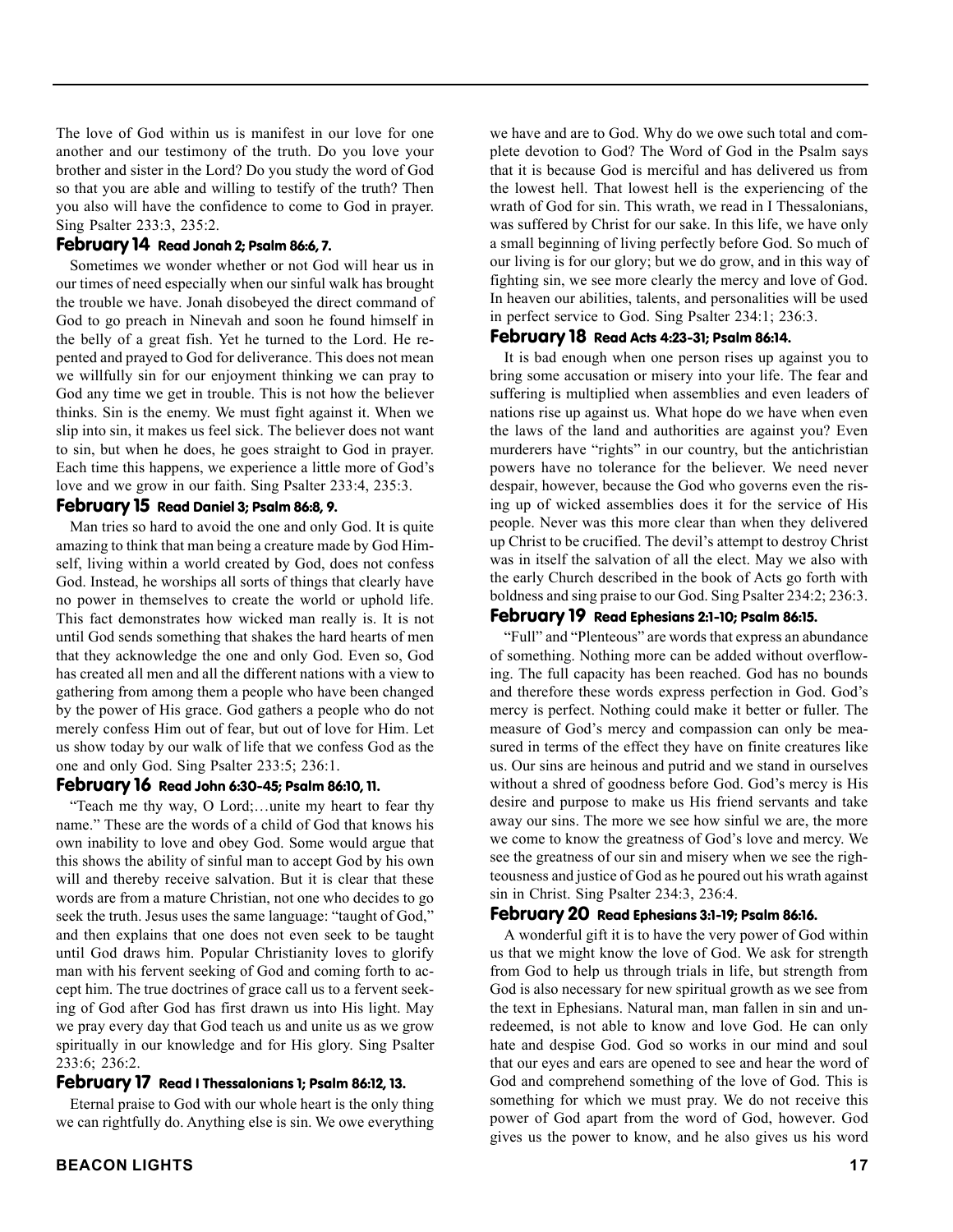The love of God within us is manifest in our love for one another and our testimony of the truth. Do you love your brother and sister in the Lord? Do you study the word of God so that you are able and willing to testify of the truth? Then you also will have the confidence to come to God in prayer. Sing Psalter 233:3, 235:2.

### February 14 Read Jonah 2; Psalm 86:6, 7.

Sometimes we wonder whether or not God will hear us in our times of need especially when our sinful walk has brought the trouble we have. Jonah disobeyed the direct command of God to go preach in Ninevah and soon he found himself in the belly of a great fish. Yet he turned to the Lord. He repented and prayed to God for deliverance. This does not mean we willfully sin for our enjoyment thinking we can pray to God any time we get in trouble. This is not how the believer thinks. Sin is the enemy. We must fight against it. When we slip into sin, it makes us feel sick. The believer does not want to sin, but when he does, he goes straight to God in prayer. Each time this happens, we experience a little more of God's love and we grow in our faith. Sing Psalter 233:4, 235:3.

### February 15 Read Daniel 3; Psalm 86:8, 9.

Man tries so hard to avoid the one and only God. It is quite amazing to think that man being a creature made by God Himself, living within a world created by God, does not confess God. Instead, he worships all sorts of things that clearly have no power in themselves to create the world or uphold life. This fact demonstrates how wicked man really is. It is not until God sends something that shakes the hard hearts of men that they acknowledge the one and only God. Even so, God has created all men and all the different nations with a view to gathering from among them a people who have been changed by the power of His grace. God gathers a people who do not merely confess Him out of fear, but out of love for Him. Let us show today by our walk of life that we confess God as the one and only God. Sing Psalter 233:5; 236:1.

### February 16 Read John 6:30-45; Psalm 86:10, 11.

"Teach me thy way, O Lord;…unite my heart to fear thy name." These are the words of a child of God that knows his own inability to love and obey God. Some would argue that this shows the ability of sinful man to accept God by his own will and thereby receive salvation. But it is clear that these words are from a mature Christian, not one who decides to go seek the truth. Jesus uses the same language: "taught of God," and then explains that one does not even seek to be taught until God draws him. Popular Christianity loves to glorify man with his fervent seeking of God and coming forth to accept him. The true doctrines of grace call us to a fervent seeking of God after God has first drawn us into His light. May we pray every day that God teach us and unite us as we grow spiritually in our knowledge and for His glory. Sing Psalter 233:6; 236:2.

### February 17 Read I Thessalonians 1; Psalm 86:12, 13.

Eternal praise to God with our whole heart is the only thing we can rightfully do. Anything else is sin. We owe everything we have and are to God. Why do we owe such total and complete devotion to God? The Word of God in the Psalm says that it is because God is merciful and has delivered us from the lowest hell. That lowest hell is the experiencing of the wrath of God for sin. This wrath, we read in I Thessalonians, was suffered by Christ for our sake. In this life, we have only a small beginning of living perfectly before God. So much of our living is for our glory; but we do grow, and in this way of fighting sin, we see more clearly the mercy and love of God. In heaven our abilities, talents, and personalities will be used in perfect service to God. Sing Psalter 234:1; 236:3.

### February 18 Read Acts 4:23-31; Psalm 86:14.

It is bad enough when one person rises up against you to bring some accusation or misery into your life. The fear and suffering is multiplied when assemblies and even leaders of nations rise up against us. What hope do we have when even the laws of the land and authorities are against you? Even murderers have "rights" in our country, but the antichristian powers have no tolerance for the believer. We need never despair, however, because the God who governs even the rising up of wicked assemblies does it for the service of His people. Never was this more clear than when they delivered up Christ to be crucified. The devil's attempt to destroy Christ was in itself the salvation of all the elect. May we also with the early Church described in the book of Acts go forth with boldness and sing praise to our God. Sing Psalter 234:2; 236:3.

### February 19 Read Ephesians 2:1-10; Psalm 86:15.

"Full" and "Plenteous" are words that express an abundance of something. Nothing more can be added without overflowing. The full capacity has been reached. God has no bounds and therefore these words express perfection in God. God's mercy is perfect. Nothing could make it better or fuller. The measure of God's mercy and compassion can only be measured in terms of the effect they have on finite creatures like us. Our sins are heinous and putrid and we stand in ourselves without a shred of goodness before God. God's mercy is His desire and purpose to make us His friend servants and take away our sins. The more we see how sinful we are, the more we come to know the greatness of God's love and mercy. We see the greatness of our sin and misery when we see the righteousness and justice of God as he poured out his wrath against sin in Christ. Sing Psalter 234:3, 236:4.

### February 20 Read Ephesians 3:1-19; Psalm 86:16.

A wonderful gift it is to have the very power of God within us that we might know the love of God. We ask for strength from God to help us through trials in life, but strength from God is also necessary for new spiritual growth as we see from the text in Ephesians. Natural man, man fallen in sin and unredeemed, is not able to know and love God. He can only hate and despise God. God so works in our mind and soul that our eyes and ears are opened to see and hear the word of God and comprehend something of the love of God. This is something for which we must pray. We do not receive this power of God apart from the word of God, however. God gives us the power to know, and he also gives us his word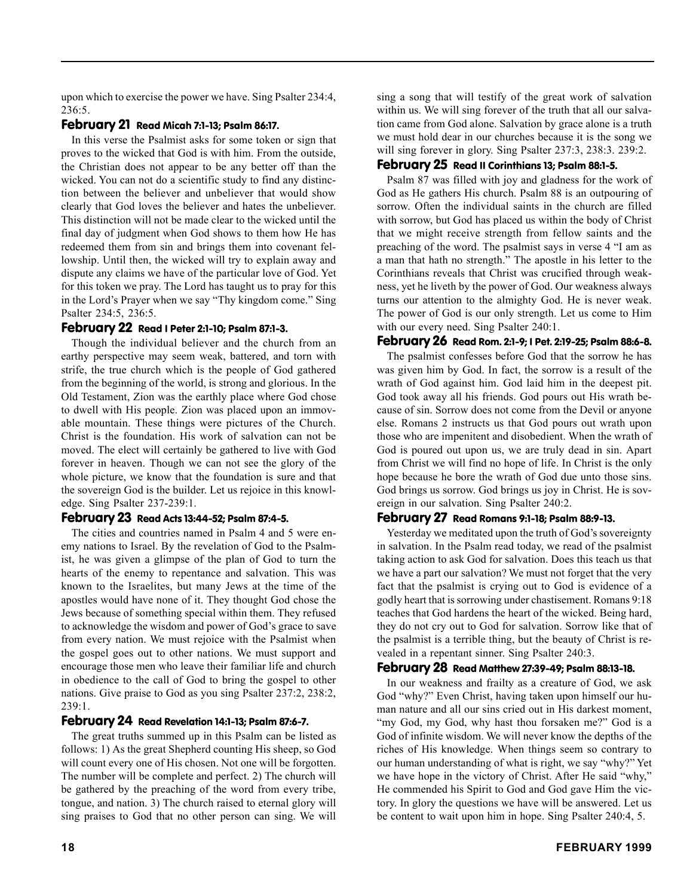upon which to exercise the power we have. Sing Psalter 234:4, 236:5.

### February 21 Read Micah 7:1-13; Psalm 86:17.

In this verse the Psalmist asks for some token or sign that proves to the wicked that God is with him. From the outside, the Christian does not appear to be any better off than the wicked. You can not do a scientific study to find any distinction between the believer and unbeliever that would show clearly that God loves the believer and hates the unbeliever. This distinction will not be made clear to the wicked until the final day of judgment when God shows to them how He has redeemed them from sin and brings them into covenant fellowship. Until then, the wicked will try to explain away and dispute any claims we have of the particular love of God. Yet for this token we pray. The Lord has taught us to pray for this in the Lord's Prayer when we say "Thy kingdom come." Sing Psalter 234:5, 236:5.

### February 22 Read I Peter 2:1-10; Psalm 87:1-3.

Though the individual believer and the church from an earthy perspective may seem weak, battered, and torn with strife, the true church which is the people of God gathered from the beginning of the world, is strong and glorious. In the Old Testament, Zion was the earthly place where God chose to dwell with His people. Zion was placed upon an immovable mountain. These things were pictures of the Church. Christ is the foundation. His work of salvation can not be moved. The elect will certainly be gathered to live with God forever in heaven. Though we can not see the glory of the whole picture, we know that the foundation is sure and that the sovereign God is the builder. Let us rejoice in this knowledge. Sing Psalter 237-239:1.

### February 23 Read Acts 13:44-52; Psalm 87:4-5.

The cities and countries named in Psalm 4 and 5 were enemy nations to Israel. By the revelation of God to the Psalmist, he was given a glimpse of the plan of God to turn the hearts of the enemy to repentance and salvation. This was known to the Israelites, but many Jews at the time of the apostles would have none of it. They thought God chose the Jews because of something special within them. They refused to acknowledge the wisdom and power of God's grace to save from every nation. We must rejoice with the Psalmist when the gospel goes out to other nations. We must support and encourage those men who leave their familiar life and church in obedience to the call of God to bring the gospel to other nations. Give praise to God as you sing Psalter 237:2, 238:2, 239:1.

### February 24 Read Revelation 14:1-13; Psalm 87:6-7.

The great truths summed up in this Psalm can be listed as follows: 1) As the great Shepherd counting His sheep, so God will count every one of His chosen. Not one will be forgotten. The number will be complete and perfect. 2) The church will be gathered by the preaching of the word from every tribe, tongue, and nation. 3) The church raised to eternal glory will sing praises to God that no other person can sing. We will sing a song that will testify of the great work of salvation within us. We will sing forever of the truth that all our salvation came from God alone. Salvation by grace alone is a truth we must hold dear in our churches because it is the song we will sing forever in glory. Sing Psalter 237:3, 238:3. 239:2.

### February 25 Read II Corinthians 13; Psalm 88:1-5.

Psalm 87 was filled with joy and gladness for the work of God as He gathers His church. Psalm 88 is an outpouring of sorrow. Often the individual saints in the church are filled with sorrow, but God has placed us within the body of Christ that we might receive strength from fellow saints and the preaching of the word. The psalmist says in verse 4 "I am as a man that hath no strength." The apostle in his letter to the Corinthians reveals that Christ was crucified through weakness, yet he liveth by the power of God. Our weakness always turns our attention to the almighty God. He is never weak. The power of God is our only strength. Let us come to Him with our every need. Sing Psalter 240:1.

### February 26 Read Rom. 2:1-9; I Pet. 2:19-25; Psalm 88:6-8.

The psalmist confesses before God that the sorrow he has was given him by God. In fact, the sorrow is a result of the wrath of God against him. God laid him in the deepest pit. God took away all his friends. God pours out His wrath because of sin. Sorrow does not come from the Devil or anyone else. Romans 2 instructs us that God pours out wrath upon those who are impenitent and disobedient. When the wrath of God is poured out upon us, we are truly dead in sin. Apart from Christ we will find no hope of life. In Christ is the only hope because he bore the wrath of God due unto those sins. God brings us sorrow. God brings us joy in Christ. He is sovereign in our salvation. Sing Psalter 240:2.

### February 27 Read Romans 9:1-18; Psalm 88:9-13.

Yesterday we meditated upon the truth of God's sovereignty in salvation. In the Psalm read today, we read of the psalmist taking action to ask God for salvation. Does this teach us that we have a part our salvation? We must not forget that the very fact that the psalmist is crying out to God is evidence of a godly heart that is sorrowing under chastisement. Romans 9:18 teaches that God hardens the heart of the wicked. Being hard, they do not cry out to God for salvation. Sorrow like that of the psalmist is a terrible thing, but the beauty of Christ is revealed in a repentant sinner. Sing Psalter 240:3.

### February 28 Read Matthew 27:39-49; Psalm 88:13-18.

In our weakness and frailty as a creature of God, we ask God "why?" Even Christ, having taken upon himself our human nature and all our sins cried out in His darkest moment, "my God, my God, why hast thou forsaken me?" God is a God of infinite wisdom. We will never know the depths of the riches of His knowledge. When things seem so contrary to our human understanding of what is right, we say "why?" Yet we have hope in the victory of Christ. After He said "why," He commended his Spirit to God and God gave Him the victory. In glory the questions we have will be answered. Let us be content to wait upon him in hope. Sing Psalter 240:4, 5.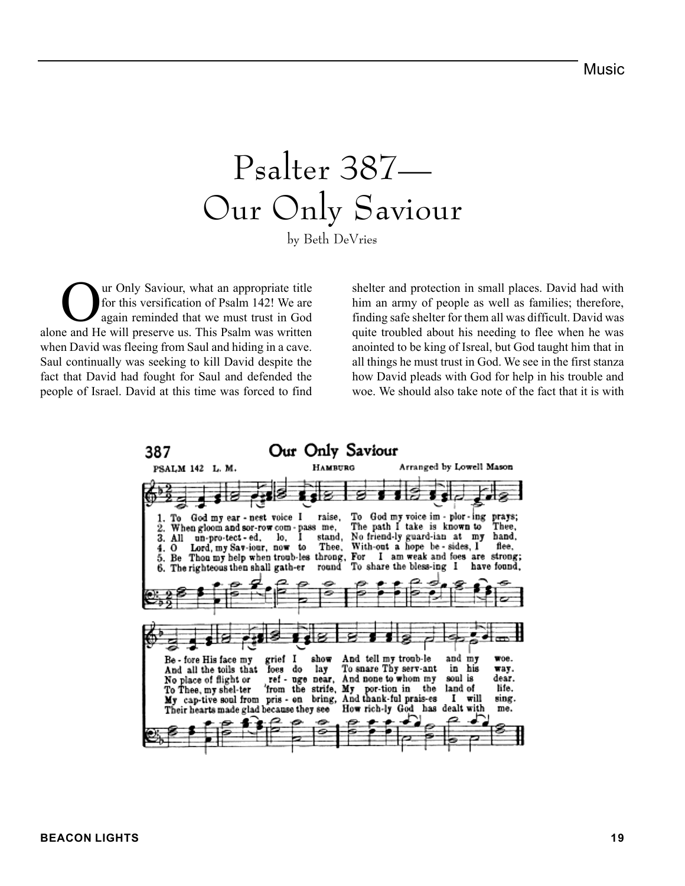# Psalter 387— Our Only Saviour

by Beth DeVries

Our Only Saviour, what an appropriate title for this versification of Psalm 142! We are again reminded that we must trust in God alone and He will preserve us. This Psalm was written when David was fleeing from Saul and hiding in a cave. Saul continually was seeking to kill David despite the fact that David had fought for Saul and defended the people of Israel. David at this time was forced to find shelter and protection in small places. David had with him an army of people as well as families; therefore, finding safe shelter for them all was difficult. David was quite troubled about his needing to flee when he was anointed to be king of Isreal, but God taught him that in all things he must trust in God. We see in the first stanza how David pleads with God for help in his trouble and woe. We should also take note of the fact that it is with

**387 Our Only Saviour**

PSALM 142 L. M. — HAMBURG — Arranged by Lowell Mason

1. To God my ear-nest voice I raise, To God my voice im-plor-ing prays; Be-fore His face my grief I show And tell my troub-le and my woe.
2. When gloom and sor-row com-pass me, The path I take is known to Thee, And all the toils that foes do lay To snare Thy serv-ant in his way.
3. All un-pro-tect-ed, lo, I stand, No friend-ly guard-ian at my hand, No place of flight or ref-uge near, And none to whom my soul is dear.
4. O Lord, my Sav-iour, now to Thee, With-out a hope be-sides, I flee, To Thee, my shel-ter from the strife, My por-tion in the land of life.
5. Be Thou my help when troub-les throng, For I am weak and foes are strong; My cap-tive soul from pris-on bring, And thank-ful prais-es I will sing.
6. The righteous then shall gath-er round To share the bless-ing I have found, Their hearts made glad because they see How rich-ly God has dealt with me.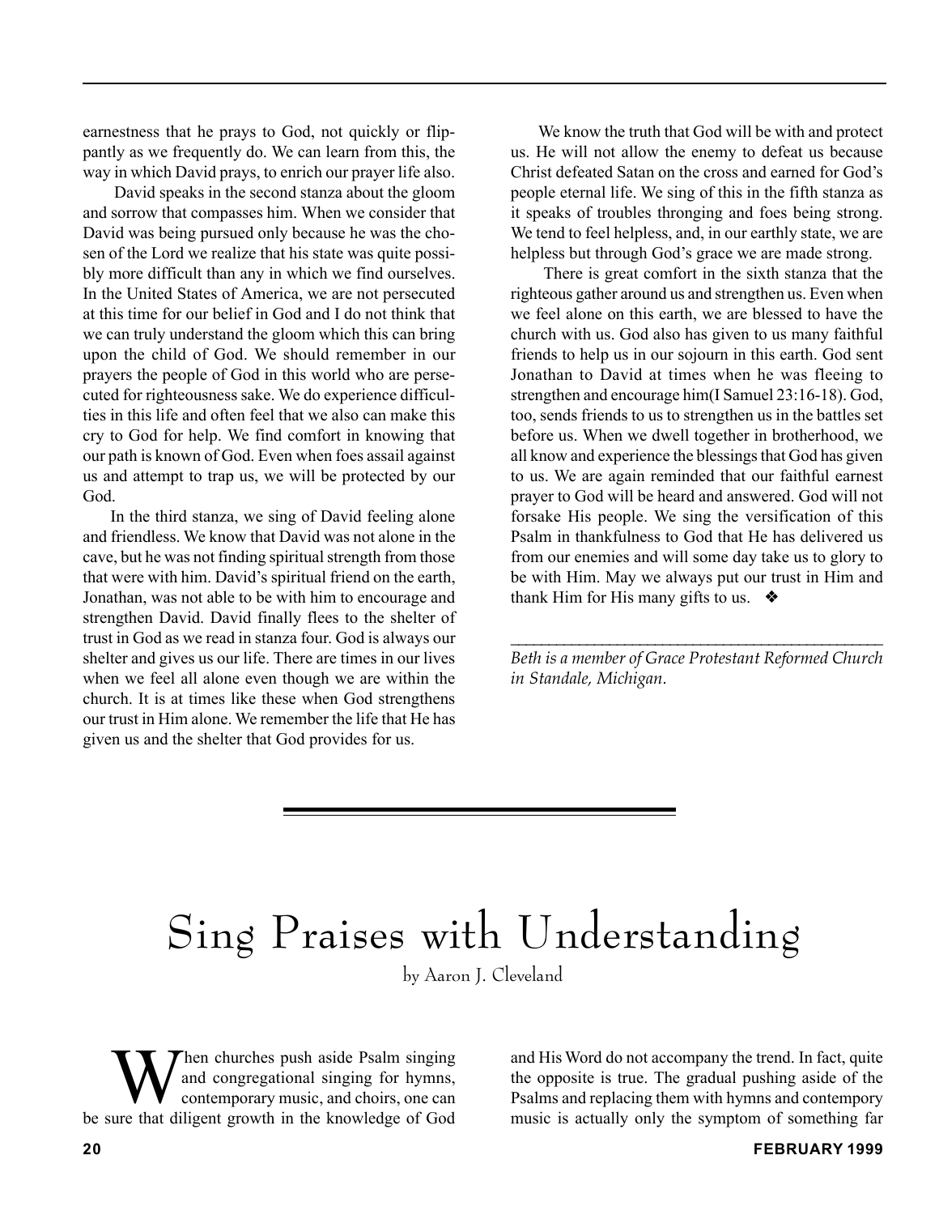earnestness that he prays to God, not quickly or flippantly as we frequently do. We can learn from this, the way in which David prays, to enrich our prayer life also.

David speaks in the second stanza about the gloom and sorrow that compasses him. When we consider that David was being pursued only because he was the chosen of the Lord we realize that his state was quite possibly more difficult than any in which we find ourselves. In the United States of America, we are not persecuted at this time for our belief in God and I do not think that we can truly understand the gloom which this can bring upon the child of God. We should remember in our prayers the people of God in this world who are persecuted for righteousness sake. We do experience difficulties in this life and often feel that we also can make this cry to God for help. We find comfort in knowing that our path is known of God. Even when foes assail against us and attempt to trap us, we will be protected by our God.

In the third stanza, we sing of David feeling alone and friendless. We know that David was not alone in the cave, but he was not finding spiritual strength from those that were with him. David's spiritual friend on the earth, Jonathan, was not able to be with him to encourage and strengthen David. David finally flees to the shelter of trust in God as we read in stanza four. God is always our shelter and gives us our life. There are times in our lives when we feel all alone even though we are within the church. It is at times like these when God strengthens our trust in Him alone. We remember the life that He has given us and the shelter that God provides for us.

We know the truth that God will be with and protect us. He will not allow the enemy to defeat us because Christ defeated Satan on the cross and earned for God's people eternal life. We sing of this in the fifth stanza as it speaks of troubles thronging and foes being strong. We tend to feel helpless, and, in our earthly state, we are helpless but through God's grace we are made strong.

There is great comfort in the sixth stanza that the righteous gather around us and strengthen us. Even when we feel alone on this earth, we are blessed to have the church with us. God also has given to us many faithful friends to help us in our sojourn in this earth. God sent Jonathan to David at times when he was fleeing to strengthen and encourage him(I Samuel 23:16-18). God, too, sends friends to us to strengthen us in the battles set before us. When we dwell together in brotherhood, we all know and experience the blessings that God has given to us. We are again reminded that our faithful earnest prayer to God will be heard and answered. God will not forsake His people. We sing the versification of this Psalm in thankfulness to God that He has delivered us from our enemies and will some day take us to glory to be with Him. May we always put our trust in Him and thank Him for His many gifts to us. ❖

---

*Beth is a member of Grace Protestant Reformed Church in Standale, Michigan.*

# Sing Praises with Understanding

by Aaron J. Cleveland

When churches push aside Psalm singing and congregational singing for hymns, contemporary music, and choirs, one can be sure that diligent growth in the knowledge of God and His Word do not accompany the trend. In fact, quite the opposite is true. The gradual pushing aside of the Psalms and replacing them with hymns and contempory music is actually only the symptom of something far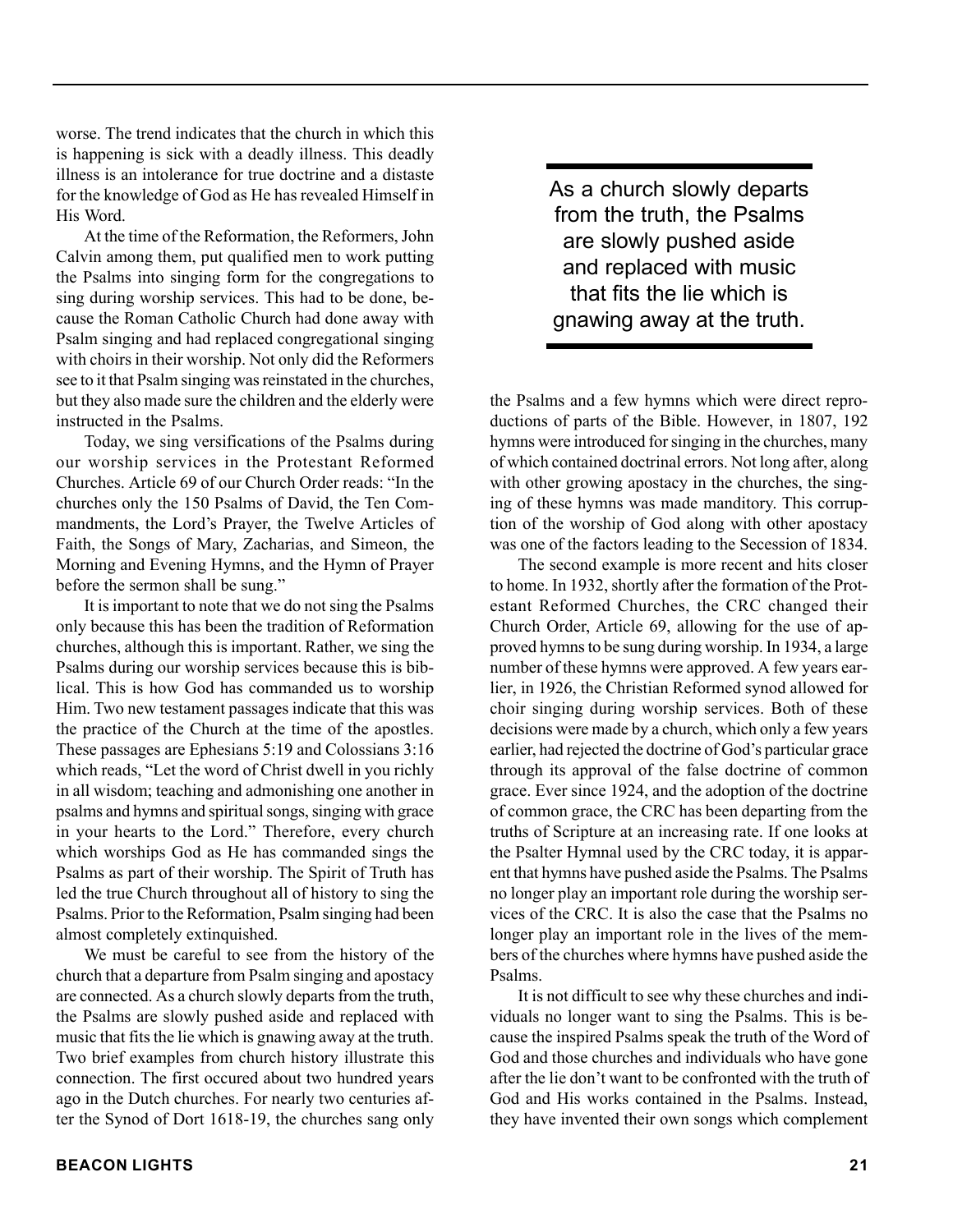worse. The trend indicates that the church in which this is happening is sick with a deadly illness. This deadly illness is an intolerance for true doctrine and a distaste for the knowledge of God as He has revealed Himself in His Word.

At the time of the Reformation, the Reformers, John Calvin among them, put qualified men to work putting the Psalms into singing form for the congregations to sing during worship services. This had to be done, because the Roman Catholic Church had done away with Psalm singing and had replaced congregational singing with choirs in their worship. Not only did the Reformers see to it that Psalm singing was reinstated in the churches, but they also made sure the children and the elderly were instructed in the Psalms.

Today, we sing versifications of the Psalms during our worship services in the Protestant Reformed Churches. Article 69 of our Church Order reads: "In the churches only the 150 Psalms of David, the Ten Commandments, the Lord's Prayer, the Twelve Articles of Faith, the Songs of Mary, Zacharias, and Simeon, the Morning and Evening Hymns, and the Hymn of Prayer before the sermon shall be sung."

It is important to note that we do not sing the Psalms only because this has been the tradition of Reformation churches, although this is important. Rather, we sing the Psalms during our worship services because this is biblical. This is how God has commanded us to worship Him. Two new testament passages indicate that this was the practice of the Church at the time of the apostles. These passages are Ephesians 5:19 and Colossians 3:16 which reads, "Let the word of Christ dwell in you richly in all wisdom; teaching and admonishing one another in psalms and hymns and spiritual songs, singing with grace in your hearts to the Lord." Therefore, every church which worships God as He has commanded sings the Psalms as part of their worship. The Spirit of Truth has led the true Church throughout all of history to sing the Psalms. Prior to the Reformation, Psalm singing had been almost completely extinguished.

We must be careful to see from the history of the church that a departure from Psalm singing and apostacy are connected. As a church slowly departs from the truth, the Psalms are slowly pushed aside and replaced with music that fits the lie which is gnawing away at the truth. Two brief examples from church history illustrate this connection. The first occured about two hundred years ago in the Dutch churches. For nearly two centuries after the Synod of Dort 1618-19, the churches sang only the Psalms and a few hymns which were direct reproductions of parts of the Bible. However, in 1807, 192 hymns were introduced for singing in the churches, many of which contained doctrinal errors. Not long after, along with other growing apostacy in the churches, the singing of these hymns was made manditory. This corruption of the worship of God along with other apostacy was one of the factors leading to the Secession of 1834.

> As a church slowly departs from the truth, the Psalms are slowly pushed aside and replaced with music that fits the lie which is gnawing away at the truth.

The second example is more recent and hits closer to home. In 1932, shortly after the formation of the Protestant Reformed Churches, the CRC changed their Church Order, Article 69, allowing for the use of approved hymns to be sung during worship. In 1934, a large number of these hymns were approved. A few years earlier, in 1926, the Christian Reformed synod allowed for choir singing during worship services. Both of these decisions were made by a church, which only a few years earlier, had rejected the doctrine of God's particular grace through its approval of the false doctrine of common grace. Ever since 1924, and the adoption of the doctrine of common grace, the CRC has been departing from the truths of Scripture at an increasing rate. If one looks at the Psalter Hymnal used by the CRC today, it is apparent that hymns have pushed aside the Psalms. The Psalms no longer play an important role during the worship services of the CRC. It is also the case that the Psalms no longer play an important role in the lives of the members of the churches where hymns have pushed aside the Psalms.

It is not difficult to see why these churches and individuals no longer want to sing the Psalms. This is because the inspired Psalms speak the truth of the Word of God and those churches and individuals who have gone after the lie don't want to be confronted with the truth of God and His works contained in the Psalms. Instead, they have invented their own songs which complement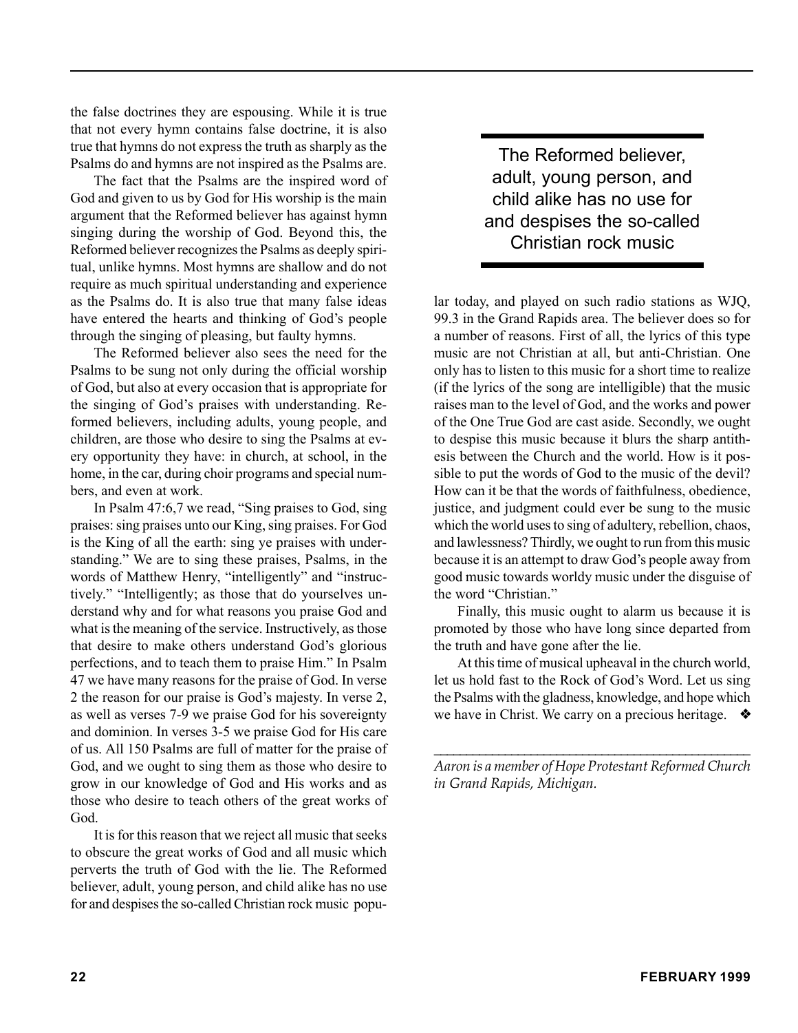the false doctrines they are espousing. While it is true that not every hymn contains false doctrine, it is also true that hymns do not express the truth as sharply as the Psalms do and hymns are not inspired as the Psalms are.

The fact that the Psalms are the inspired word of God and given to us by God for His worship is the main argument that the Reformed believer has against hymn singing during the worship of God. Beyond this, the Reformed believer recognizes the Psalms as deeply spiritual, unlike hymns. Most hymns are shallow and do not require as much spiritual understanding and experience as the Psalms do. It is also true that many false ideas have entered the hearts and thinking of God's people through the singing of pleasing, but faulty hymns.

The Reformed believer also sees the need for the Psalms to be sung not only during the official worship of God, but also at every occasion that is appropriate for the singing of God's praises with understanding. Reformed believers, including adults, young people, and children, are those who desire to sing the Psalms at every opportunity they have: in church, at school, in the home, in the car, during choir programs and special numbers, and even at work.

In Psalm 47:6,7 we read, "Sing praises to God, sing praises: sing praises unto our King, sing praises. For God is the King of all the earth: sing ye praises with understanding." We are to sing these praises, Psalms, in the words of Matthew Henry, "intelligently" and "instructively." "Intelligently; as those that do yourselves understand why and for what reasons you praise God and what is the meaning of the service. Instructively, as those that desire to make others understand God's glorious perfections, and to teach them to praise Him." In Psalm 47 we have many reasons for the praise of God. In verse 2 the reason for our praise is God's majesty. In verse 2, as well as verses 7-9 we praise God for his sovereignty and dominion. In verses 3-5 we praise God for His care of us. All 150 Psalms are full of matter for the praise of God, and we ought to sing them as those who desire to grow in our knowledge of God and His works and as those who desire to teach others of the great works of God.

It is for this reason that we reject all music that seeks to obscure the great works of God and all music which perverts the truth of God with the lie. The Reformed believer, adult, young person, and child alike has no use for and despises the so-called Christian rock music popular today, and played on such radio stations as WJQ, 99.3 in the Grand Rapids area. The believer does so for a number of reasons. First of all, the lyrics of this type music are not Christian at all, but anti-Christian. One only has to listen to this music for a short time to realize (if the lyrics of the song are intelligible) that the music raises man to the level of God, and the works and power of the One True God are cast aside. Secondly, we ought to despise this music because it blurs the sharp antithesis between the Church and the world. How is it possible to put the words of God to the music of the devil? How can it be that the words of faithfulness, obedience, justice, and judgment could ever be sung to the music which the world uses to sing of adultery, rebellion, chaos, and lawlessness? Thirdly, we ought to run from this music because it is an attempt to draw God's people away from good music towards worldy music under the disguise of the word "Christian."

> The Reformed believer, adult, young person, and child alike has no use for and despises the so-called Christian rock music

Finally, this music ought to alarm us because it is promoted by those who have long since departed from the truth and have gone after the lie.

At this time of musical upheaval in the church world, let us hold fast to the Rock of God's Word. Let us sing the Psalms with the gladness, knowledge, and hope which we have in Christ. We carry on a precious heritage. ❖

---

*Aaron is a member of Hope Protestant Reformed Church in Grand Rapids, Michigan.*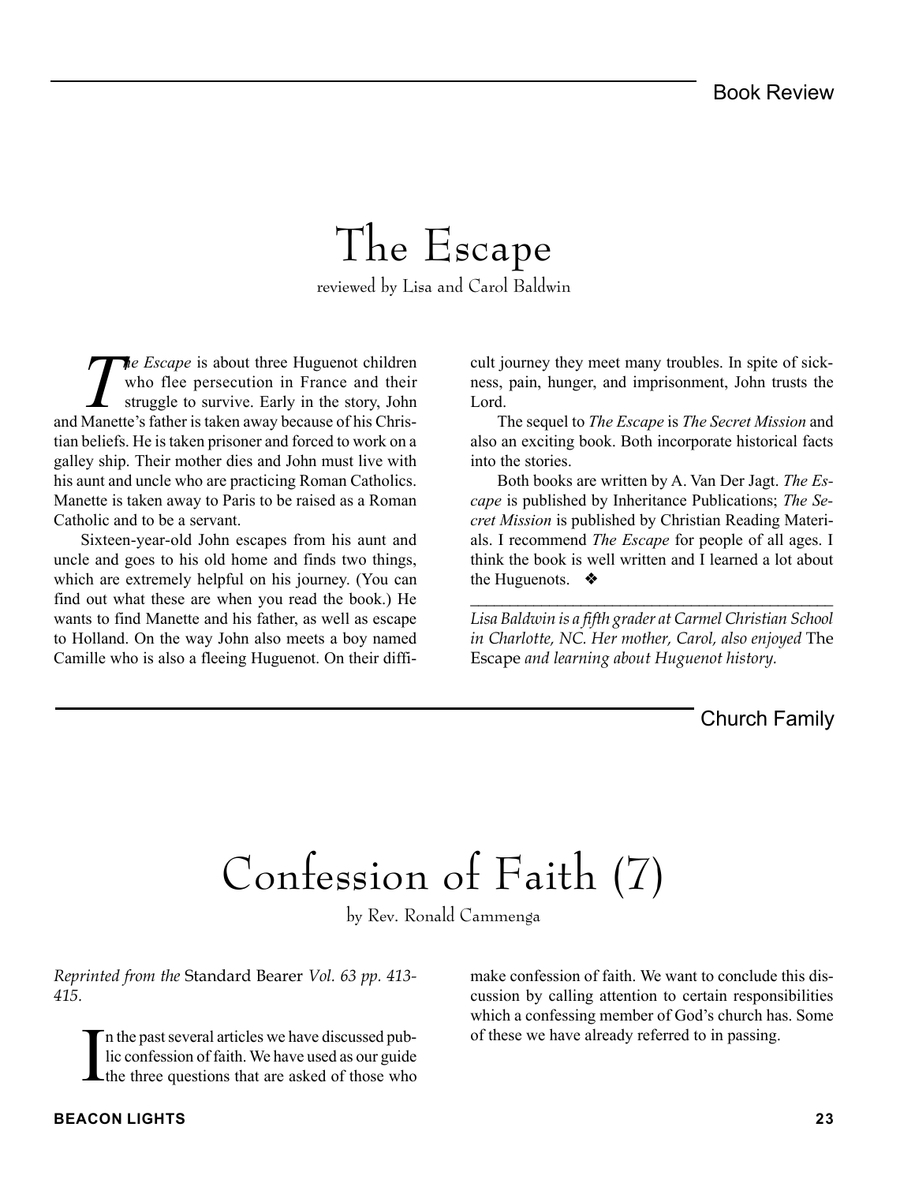Book Review

# The Escape

reviewed by Lisa and Carol Baldwin

*The Escape* is about three Huguenot children who flee persecution in France and their struggle to survive. Early in the story, John and Manette's father is taken away because of his Christian beliefs. He is taken prisoner and forced to work on a galley ship. Their mother dies and John must live with his aunt and uncle who are practicing Roman Catholics. Manette is taken away to Paris to be raised as a Roman Catholic and to be a servant.

Sixteen-year-old John escapes from his aunt and uncle and goes to his old home and finds two things, which are extremely helpful on his journey. (You can find out what these are when you read the book.) He wants to find Manette and his father, as well as escape to Holland. On the way John also meets a boy named Camille who is also a fleeing Huguenot. On their difficult journey they meet many troubles. In spite of sickness, pain, hunger, and imprisonment, John trusts the Lord.

The sequel to *The Escape* is *The Secret Mission* and also an exciting book. Both incorporate historical facts into the stories.

Both books are written by A. Van Der Jagt. *The Escape* is published by Inheritance Publications; *The Secret Mission* is published by Christian Reading Materials. I recommend *The Escape* for people of all ages. I think the book is well written and I learned a lot about the Huguenots. ❖

---

*Lisa Baldwin is a fifth grader at Carmel Christian School in Charlotte, NC. Her mother, Carol, also enjoyed* The Escape *and learning about Huguenot history.*

Church Family

# Confession of Faith (7)

by Rev. Ronald Cammenga

*Reprinted from the* Standard Bearer *Vol. 63 pp. 413-415.*

In the past several articles we have discussed public confession of faith. We have used as our guide the three questions that are asked of those who make confession of faith. We want to conclude this discussion by calling attention to certain responsibilities which a confessing member of God's church has. Some of these we have already referred to in passing.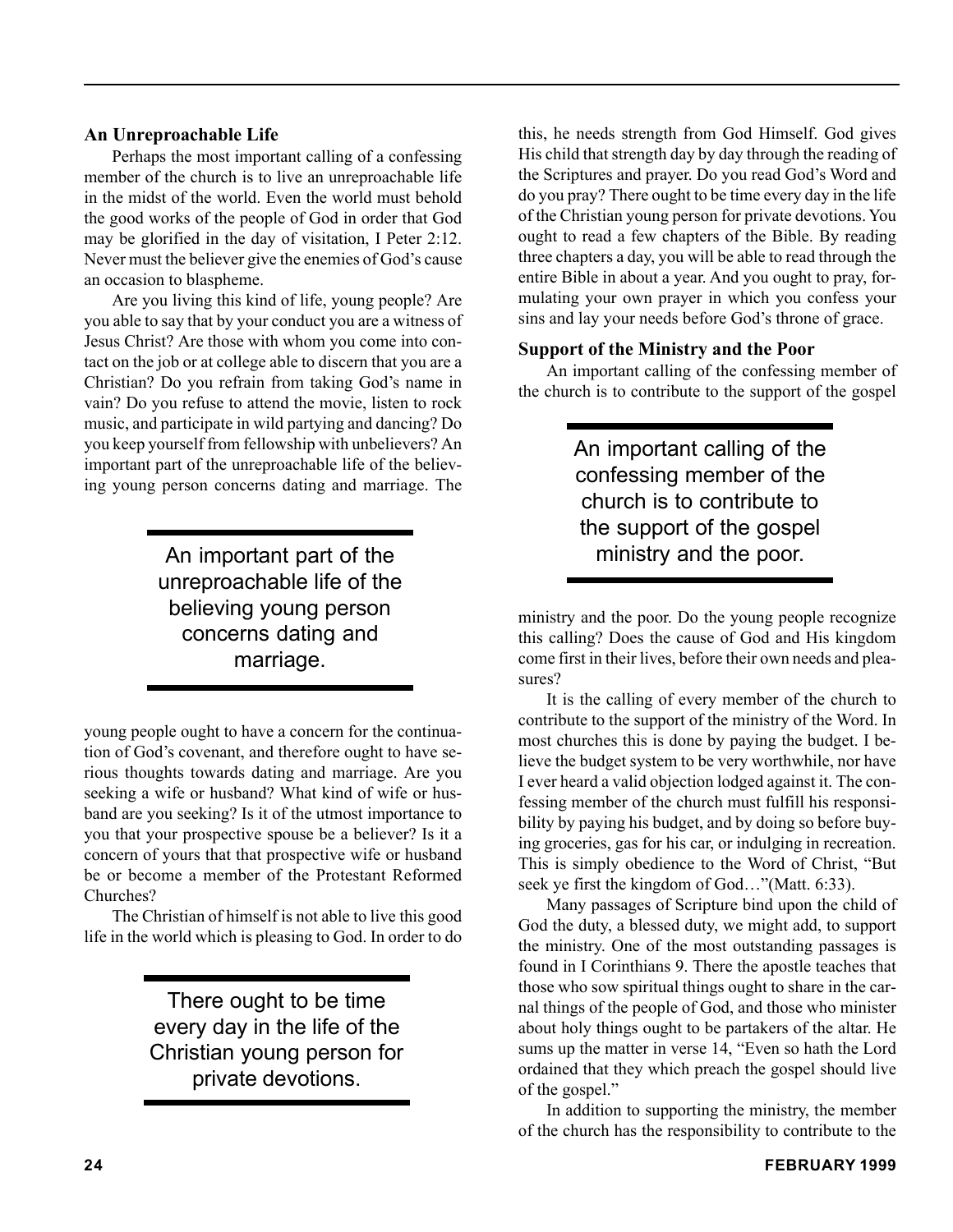### An Unreproachable Life

Perhaps the most important calling of a confessing member of the church is to live an unreproachable life in the midst of the world. Even the world must behold the good works of the people of God in order that God may be glorified in the day of visitation, I Peter 2:12. Never must the believer give the enemies of God's cause an occasion to blaspheme.

Are you living this kind of life, young people? Are you able to say that by your conduct you are a witness of Jesus Christ? Are those with whom you come into contact on the job or at college able to discern that you are a Christian? Do you refrain from taking God's name in vain? Do you refuse to attend the movie, listen to rock music, and participate in wild partying and dancing? Do you keep yourself from fellowship with unbelievers? An important part of the unreproachable life of the believing young person concerns dating and marriage. The young people ought to have a concern for the continuation of God's covenant, and therefore ought to have serious thoughts towards dating and marriage. Are you seeking a wife or husband? What kind of wife or husband are you seeking? Is it of the utmost importance to you that your prospective spouse be a believer? Is it a concern of yours that that prospective wife or husband be or become a member of the Protestant Reformed Churches?

> An important part of the unreproachable life of the believing young person concerns dating and marriage.

The Christian of himself is not able to live this good life in the world which is pleasing to God. In order to do this, he needs strength from God Himself. God gives His child that strength day by day through the reading of the Scriptures and prayer. Do you read God's Word and do you pray? There ought to be time every day in the life of the Christian young person for private devotions. You ought to read a few chapters of the Bible. By reading three chapters a day, you will be able to read through the entire Bible in about a year. And you ought to pray, formulating your own prayer in which you confess your sins and lay your needs before God's throne of grace.

> There ought to be time every day in the life of the Christian young person for private devotions.

### Support of the Ministry and the Poor

An important calling of the confessing member of the church is to contribute to the support of the gospel ministry and the poor. Do the young people recognize this calling? Does the cause of God and His kingdom come first in their lives, before their own needs and pleasures?

> An important calling of the confessing member of the church is to contribute to the support of the gospel ministry and the poor.

It is the calling of every member of the church to contribute to the support of the ministry of the Word. In most churches this is done by paying the budget. I believe the budget system to be very worthwhile, nor have I ever heard a valid objection lodged against it. The confessing member of the church must fulfill his responsibility by paying his budget, and by doing so before buying groceries, gas for his car, or indulging in recreation. This is simply obedience to the Word of Christ, "But seek ye first the kingdom of God…"(Matt. 6:33).

Many passages of Scripture bind upon the child of God the duty, a blessed duty, we might add, to support the ministry. One of the most outstanding passages is found in I Corinthians 9. There the apostle teaches that those who sow spiritual things ought to share in the carnal things of the people of God, and those who minister about holy things ought to be partakers of the altar. He sums up the matter in verse 14, "Even so hath the Lord ordained that they which preach the gospel should live of the gospel."

In addition to supporting the ministry, the member of the church has the responsibility to contribute to the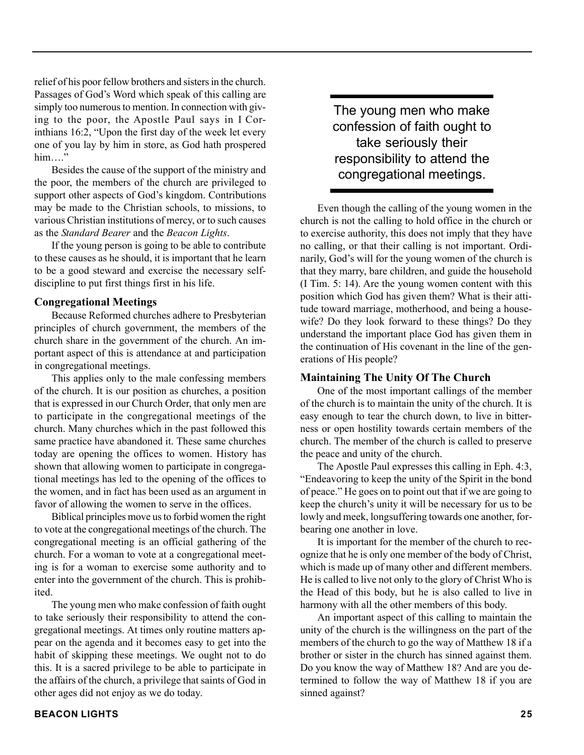relief of his poor fellow brothers and sisters in the church. Passages of God's Word which speak of this calling are simply too numerous to mention. In connection with giving to the poor, the Apostle Paul says in I Corinthians 16:2, "Upon the first day of the week let every one of you lay by him in store, as God hath prospered him…."

Besides the cause of the support of the ministry and the poor, the members of the church are privileged to support other aspects of God's kingdom. Contributions may be made to the Christian schools, to missions, to various Christian institutions of mercy, or to such causes as the *Standard Bearer* and the *Beacon Lights*.

If the young person is going to be able to contribute to these causes as he should, it is important that he learn to be a good steward and exercise the necessary self-discipline to put first things first in his life.

### Congregational Meetings

Because Reformed churches adhere to Presbyterian principles of church government, the members of the church share in the government of the church. An important aspect of this is attendance at and participation in congregational meetings.

This applies only to the male confessing members of the church. It is our position as churches, a position that is expressed in our Church Order, that only men are to participate in the congregational meetings of the church. Many churches which in the past followed this same practice have abandoned it. These same churches today are opening the offices to women. History has shown that allowing women to participate in congregational meetings has led to the opening of the offices to the women, and in fact has been used as an argument in favor of allowing the women to serve in the offices.

Biblical principles move us to forbid women the right to vote at the congregational meetings of the church. The congregational meeting is an official gathering of the church. For a woman to vote at a congregational meeting is for a woman to exercise some authority and to enter into the government of the church. This is prohibited.

The young men who make confession of faith ought to take seriously their responsibility to attend the congregational meetings. At times only routine matters appear on the agenda and it becomes easy to get into the habit of skipping these meetings. We ought not to do this. It is a sacred privilege to be able to participate in the affairs of the church, a privilege that saints of God in other ages did not enjoy as we do today.

> The young men who make confession of faith ought to take seriously their responsibility to attend the congregational meetings.

Even though the calling of the young women in the church is not the calling to hold office in the church or to exercise authority, this does not imply that they have no calling, or that their calling is not important. Ordinarily, God's will for the young women of the church is that they marry, bare children, and guide the household (I Tim. 5: 14). Are the young women content with this position which God has given them? What is their attitude toward marriage, motherhood, and being a housewife? Do they look forward to these things? Do they understand the important place God has given them in the continuation of His covenant in the line of the generations of His people?

### Maintaining The Unity Of The Church

One of the most important callings of the member of the church is to maintain the unity of the church. It is easy enough to tear the church down, to live in bitterness or open hostility towards certain members of the church. The member of the church is called to preserve the peace and unity of the church.

The Apostle Paul expresses this calling in Eph. 4:3, "Endeavoring to keep the unity of the Spirit in the bond of peace." He goes on to point out that if we are going to keep the church's unity it will be necessary for us to be lowly and meek, longsuffering towards one another, forbearing one another in love.

It is important for the member of the church to recognize that he is only one member of the body of Christ, which is made up of many other and different members. He is called to live not only to the glory of Christ Who is the Head of this body, but he is also called to live in harmony with all the other members of this body.

An important aspect of this calling to maintain the unity of the church is the willingness on the part of the members of the church to go the way of Matthew 18 if a brother or sister in the church has sinned against them. Do you know the way of Matthew 18? And are you determined to follow the way of Matthew 18 if you are sinned against?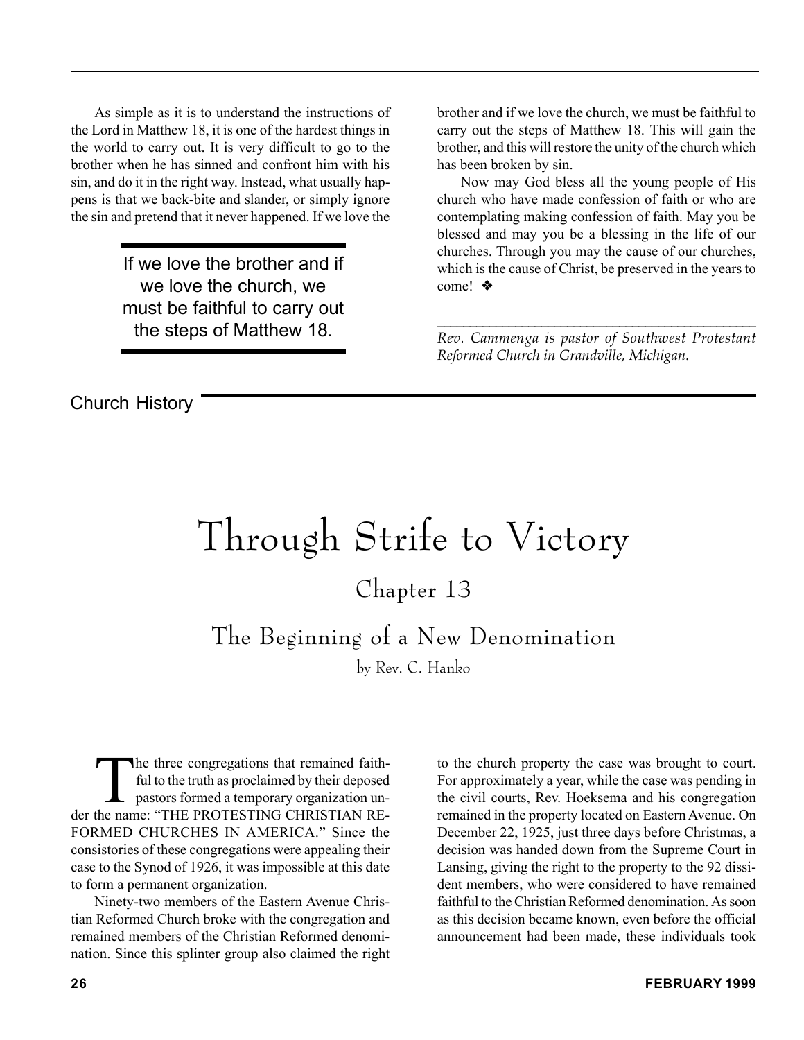As simple as it is to understand the instructions of the Lord in Matthew 18, it is one of the hardest things in the world to carry out. It is very difficult to go to the brother when he has sinned and confront him with his sin, and do it in the right way. Instead, what usually happens is that we back-bite and slander, or simply ignore the sin and pretend that it never happened. If we love the brother and if we love the church, we must be faithful to carry out the steps of Matthew 18. This will gain the brother, and this will restore the unity of the church which has been broken by sin.

> If we love the brother and if we love the church, we must be faithful to carry out the steps of Matthew 18.

Now may God bless all the young people of His church who have made confession of faith or who are contemplating making confession of faith. May you be blessed and may you be a blessing in the life of our churches. Through you may the cause of our churches, which is the cause of Christ, be preserved in the years to come! ❖

---

*Rev. Cammenga is pastor of Southwest Protestant Reformed Church in Grandville, Michigan.*

Church History

# Through Strife to Victory

## Chapter 13

## The Beginning of a New Denomination

by Rev. C. Hanko

The three congregations that remained faithful to the truth as proclaimed by their deposed pastors formed a temporary organization under the name: "THE PROTESTING CHRISTIAN REFORMED CHURCHES IN AMERICA." Since the consistories of these congregations were appealing their case to the Synod of 1926, it was impossible at this date to form a permanent organization.

Ninety-two members of the Eastern Avenue Christian Reformed Church broke with the congregation and remained members of the Christian Reformed denomination. Since this splinter group also claimed the right to the church property the case was brought to court. For approximately a year, while the case was pending in the civil courts, Rev. Hoeksema and his congregation remained in the property located on Eastern Avenue. On December 22, 1925, just three days before Christmas, a decision was handed down from the Supreme Court in Lansing, giving the right to the property to the 92 dissident members, who were considered to have remained faithful to the Christian Reformed denomination. As soon as this decision became known, even before the official announcement had been made, these individuals took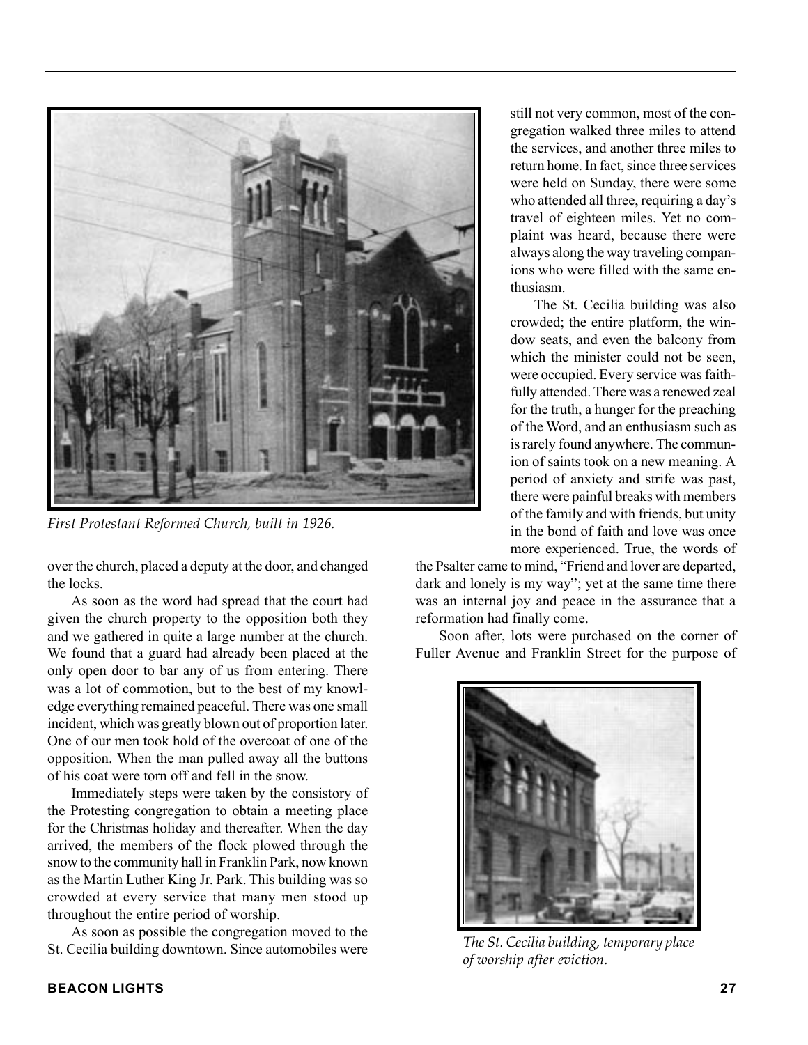*First Protestant Reformed Church, built in 1926.*

over the church, placed a deputy at the door, and changed the locks.

As soon as the word had spread that the court had given the church property to the opposition both they and we gathered in quite a large number at the church. We found that a guard had already been placed at the only open door to bar any of us from entering. There was a lot of commotion, but to the best of my knowledge everything remained peaceful. There was one small incident, which was greatly blown out of proportion later. One of our men took hold of the overcoat of one of the opposition. When the man pulled away all the buttons of his coat were torn off and fell in the snow.

Immediately steps were taken by the consistory of the Protesting congregation to obtain a meeting place for the Christmas holiday and thereafter. When the day arrived, the members of the flock plowed through the snow to the community hall in Franklin Park, now known as the Martin Luther King Jr. Park. This building was so crowded at every service that many men stood up throughout the entire period of worship.

As soon as possible the congregation moved to the St. Cecilia building downtown. Since automobiles were still not very common, most of the congregation walked three miles to attend the services, and another three miles to return home. In fact, since three services were held on Sunday, there were some who attended all three, requiring a day's travel of eighteen miles. Yet no complaint was heard, because there were always along the way traveling companions who were filled with the same enthusiasm.

The St. Cecilia building was also crowded; the entire platform, the window seats, and even the balcony from which the minister could not be seen, were occupied. Every service was faithfully attended. There was a renewed zeal for the truth, a hunger for the preaching of the Word, and an enthusiasm such as is rarely found anywhere. The communion of saints took on a new meaning. A period of anxiety and strife was past, there were painful breaks with members of the family and with friends, but unity in the bond of faith and love was once more experienced. True, the words of the Psalter came to mind, "Friend and lover are departed, dark and lonely is my way"; yet at the same time there was an internal joy and peace in the assurance that a reformation had finally come.

Soon after, lots were purchased on the corner of Fuller Avenue and Franklin Street for the purpose of

*The St. Cecilia building, temporary place of worship after eviction.*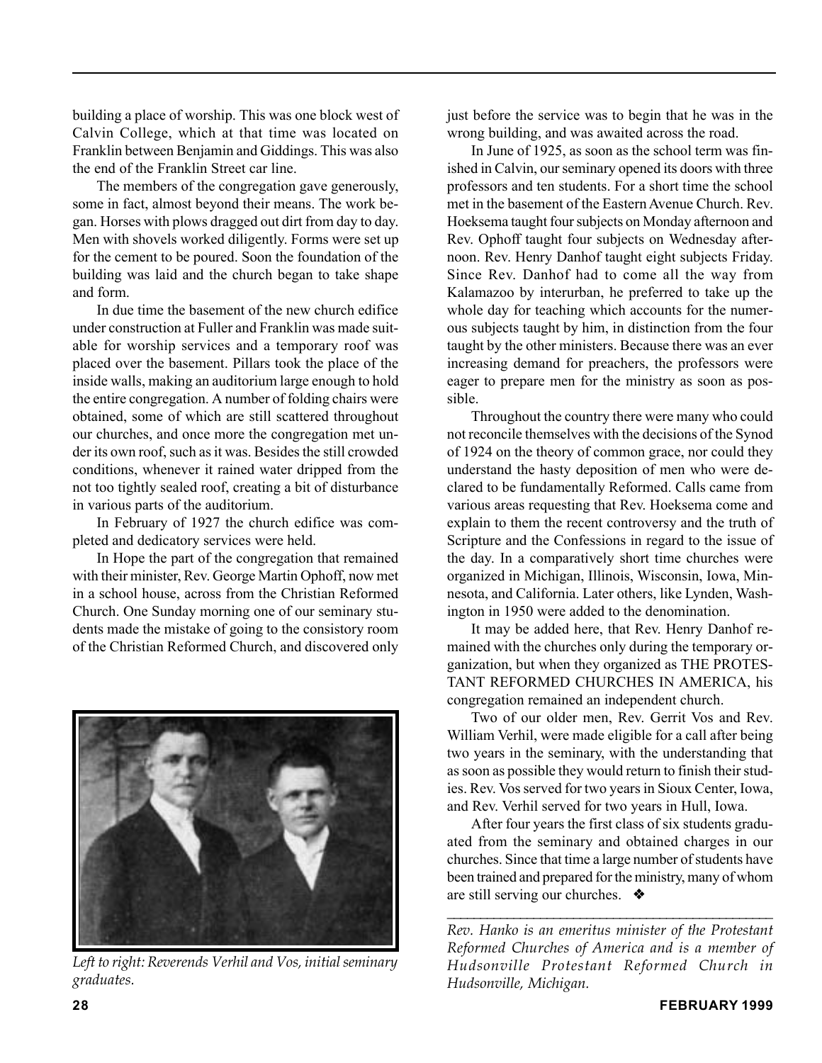building a place of worship. This was one block west of Calvin College, which at that time was located on Franklin between Benjamin and Giddings. This was also the end of the Franklin Street car line.

The members of the congregation gave generously, some in fact, almost beyond their means. The work began. Horses with plows dragged out dirt from day to day. Men with shovels worked diligently. Forms were set up for the cement to be poured. Soon the foundation of the building was laid and the church began to take shape and form.

In due time the basement of the new church edifice under construction at Fuller and Franklin was made suitable for worship services and a temporary roof was placed over the basement. Pillars took the place of the inside walls, making an auditorium large enough to hold the entire congregation. A number of folding chairs were obtained, some of which are still scattered throughout our churches, and once more the congregation met under its own roof, such as it was. Besides the still crowded conditions, whenever it rained water dripped from the not too tightly sealed roof, creating a bit of disturbance in various parts of the auditorium.

In February of 1927 the church edifice was completed and dedicatory services were held.

In Hope the part of the congregation that remained with their minister, Rev. George Martin Ophoff, now met in a school house, across from the Christian Reformed Church. One Sunday morning one of our seminary students made the mistake of going to the consistory room of the Christian Reformed Church, and discovered only just before the service was to begin that he was in the wrong building, and was awaited across the road.

*Left to right: Reverends Verhil and Vos, initial seminary graduates.*

In June of 1925, as soon as the school term was finished in Calvin, our seminary opened its doors with three professors and ten students. For a short time the school met in the basement of the Eastern Avenue Church. Rev. Hoeksema taught four subjects on Monday afternoon and Rev. Ophoff taught four subjects on Wednesday afternoon. Rev. Henry Danhof taught eight subjects Friday. Since Rev. Danhof had to come all the way from Kalamazoo by interurban, he preferred to take up the whole day for teaching which accounts for the numerous subjects taught by him, in distinction from the four taught by the other ministers. Because there was an ever increasing demand for preachers, the professors were eager to prepare men for the ministry as soon as possible.

Throughout the country there were many who could not reconcile themselves with the decisions of the Synod of 1924 on the theory of common grace, nor could they understand the hasty deposition of men who were declared to be fundamentally Reformed. Calls came from various areas requesting that Rev. Hoeksema come and explain to them the recent controversy and the truth of Scripture and the Confessions in regard to the issue of the day. In a comparatively short time churches were organized in Michigan, Illinois, Wisconsin, Iowa, Minnesota, and California. Later others, like Lynden, Washington in 1950 were added to the denomination.

It may be added here, that Rev. Henry Danhof remained with the churches only during the temporary organization, but when they organized as THE PROTESTANT REFORMED CHURCHES IN AMERICA, his congregation remained an independent church.

Two of our older men, Rev. Gerrit Vos and Rev. William Verhil, were made eligible for a call after being two years in the seminary, with the understanding that as soon as possible they would return to finish their studies. Rev. Vos served for two years in Sioux Center, Iowa, and Rev. Verhil served for two years in Hull, Iowa.

After four years the first class of six students graduated from the seminary and obtained charges in our churches. Since that time a large number of students have been trained and prepared for the ministry, many of whom are still serving our churches. ❖

---

*Rev. Hanko is an emeritus minister of the Protestant Reformed Churches of America and is a member of Hudsonville Protestant Reformed Church in Hudsonville, Michigan.*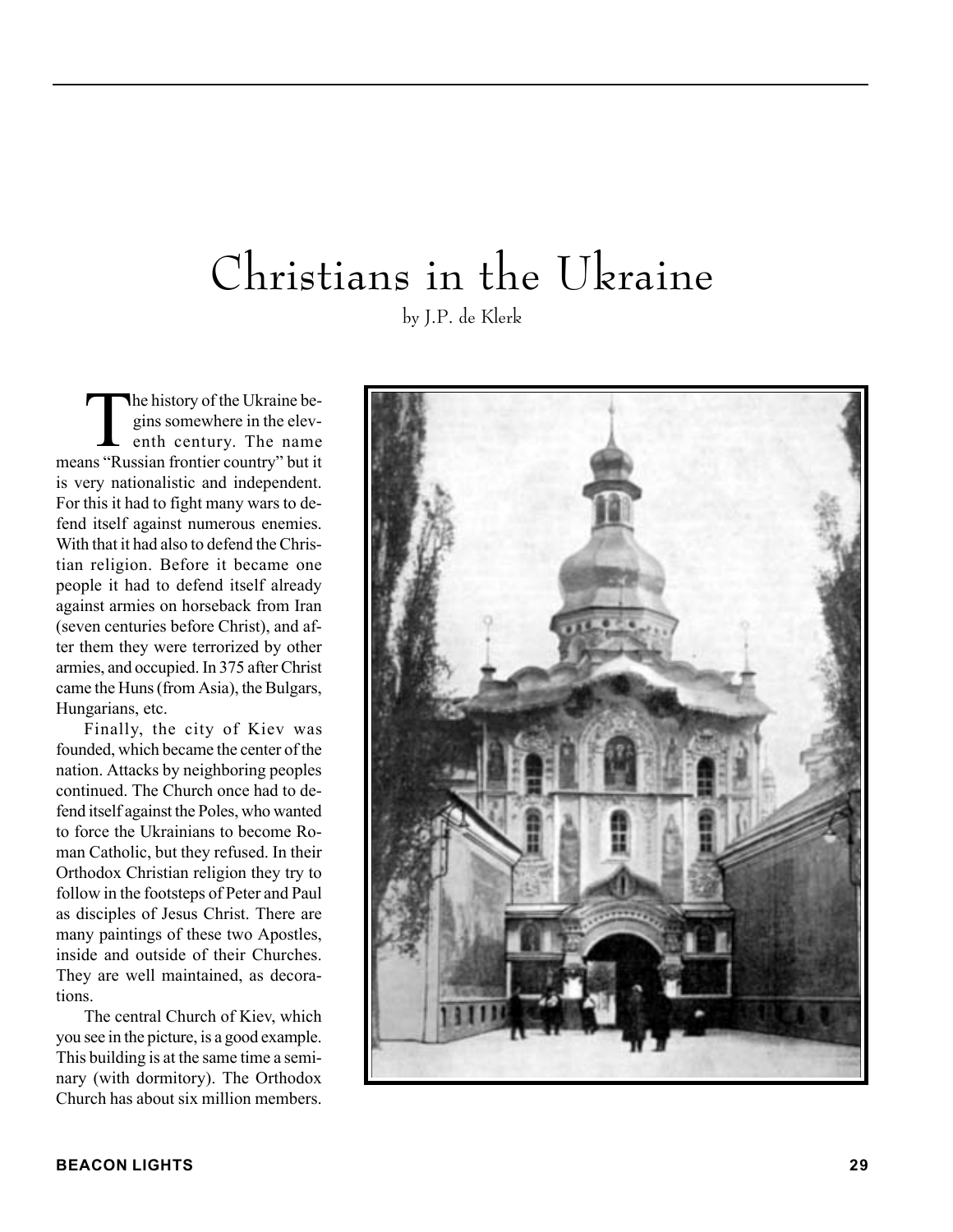# Christians in the Ukraine

by J.P. de Klerk

The history of the Ukraine begins somewhere in the eleventh century. The name means "Russian frontier country" but it is very nationalistic and independent. For this it had to fight many wars to defend itself against numerous enemies. With that it had also to defend the Christian religion. Before it became one people it had to defend itself already against armies on horseback from Iran (seven centuries before Christ), and after them they were terrorized by other armies, and occupied. In 375 after Christ came the Huns (from Asia), the Bulgars, Hungarians, etc.

Finally, the city of Kiev was founded, which became the center of the nation. Attacks by neighboring peoples continued. The Church once had to defend itself against the Poles, who wanted to force the Ukrainians to become Roman Catholic, but they refused. In their Orthodox Christian religion they try to follow in the footsteps of Peter and Paul as disciples of Jesus Christ. There are many paintings of these two Apostles, inside and outside of their Churches. They are well maintained, as decorations.

The central Church of Kiev, which you see in the picture, is a good example. This building is at the same time a seminary (with dormitory). The Orthodox Church has about six million members.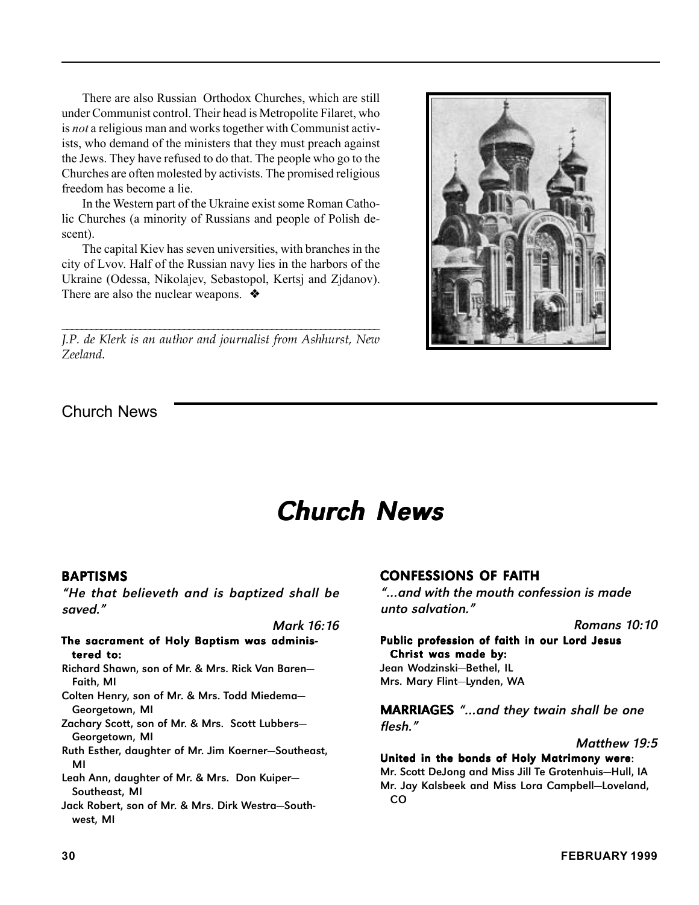There are also Russian Orthodox Churches, which are still under Communist control. Their head is Metropolite Filaret, who is *not* a religious man and works together with Communist activists, who demand of the ministers that they must preach against the Jews. They have refused to do that. The people who go to the Churches are often molested by activists. The promised religious freedom has become a lie.

In the Western part of the Ukraine exist some Roman Catholic Churches (a minority of Russians and people of Polish descent).

The capital Kiev has seven universities, with branches in the city of Lvov. Half of the Russian navy lies in the harbors of the Ukraine (Odessa, Nikolajev, Sebastopol, Kertsj and Zjdanov). There are also the nuclear weapons. ❖

---

*J.P. de Klerk is an author and journalist from Ashhurst, New Zeeland.*

Church News

# *Church News*

## BAPTISMS

*"He that believeth and is baptized shall be saved."*

*Mark 16:16*

**The sacrament of Holy Baptism was administered to:**

Richard Shawn, son of Mr. & Mrs. Rick Van Baren—Faith, MI

Colten Henry, son of Mr. & Mrs. Todd Miedema—Georgetown, MI

Zachary Scott, son of Mr. & Mrs. Scott Lubbers—Georgetown, MI

Ruth Esther, daughter of Mr. Jim Koerner—Southeast, MI

Leah Ann, daughter of Mr. & Mrs. Don Kuiper—Southeast, MI

Jack Robert, son of Mr. & Mrs. Dirk Westra—Southwest, MI

## CONFESSIONS OF FAITH

*"...and with the mouth confession is made unto salvation."*

*Romans 10:10*

**Public profession of faith in our Lord Jesus Christ was made by:**

Jean Wodzinski—Bethel, IL

Mrs. Mary Flint—Lynden, WA

## MARRIAGES *"...and they twain shall be one flesh."*

*Matthew 19:5*

**United in the bonds of Holy Matrimony were**:

Mr. Scott DeJong and Miss Jill Te Grotenhuis—Hull, IA

Mr. Jay Kalsbeek and Miss Lora Campbell—Loveland, CO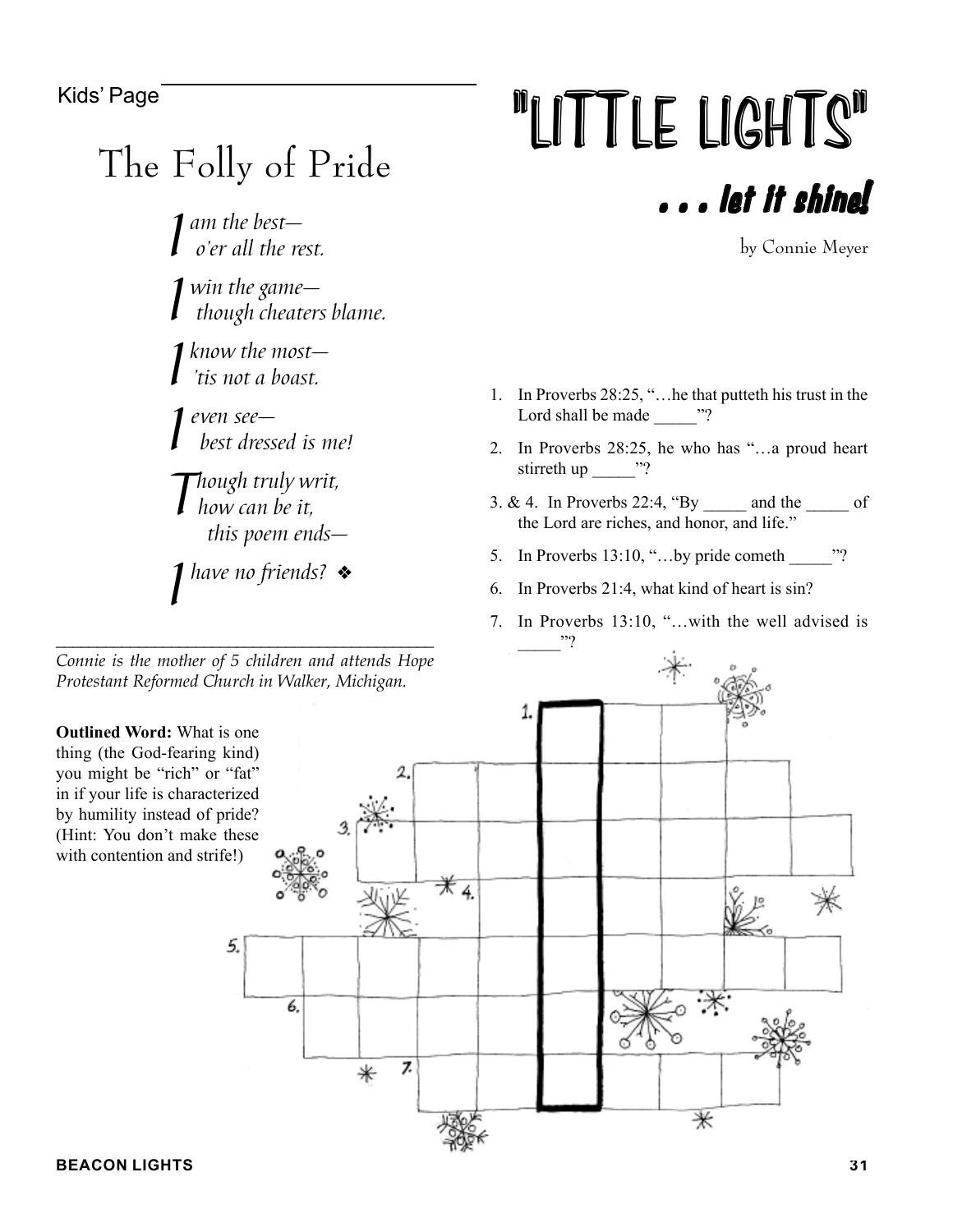Kids' Page

# The Folly of Pride

*I am the best—*
*o'er all the rest.*

*I win the game—*
*though cheaters blame.*

*I know the most—*
*'tis not a boast.*

*I even see—*
*best dressed is me!*

*Though truly writ,*
*how can be it,*
*this poem ends—*

*I have no friends?* ❖

*Connie is the mother of 5 children and attends Hope Protestant Reformed Church in Walker, Michigan.*

# "LITTLE LIGHTS"

## . . . let it shine!

by Connie Meyer

1. In Proverbs 28:25, "…he that putteth his trust in the Lord shall be made _____"?
2. In Proverbs 28:25, he who has "…a proud heart stirreth up _____"?
3. & 4. In Proverbs 22:4, "By _____ and the _____ of the Lord are riches, and honor, and life."
5. In Proverbs 13:10, "…by pride cometh _____"?
6. In Proverbs 21:4, what kind of heart is sin?
7. In Proverbs 13:10, "…with the well advised is _____"?

**Outlined Word:** What is one thing (the God-fearing kind) you might be "rich" or "fat" in if your life is characterized by humility instead of pride? (Hint: You don't make these with contention and strife!)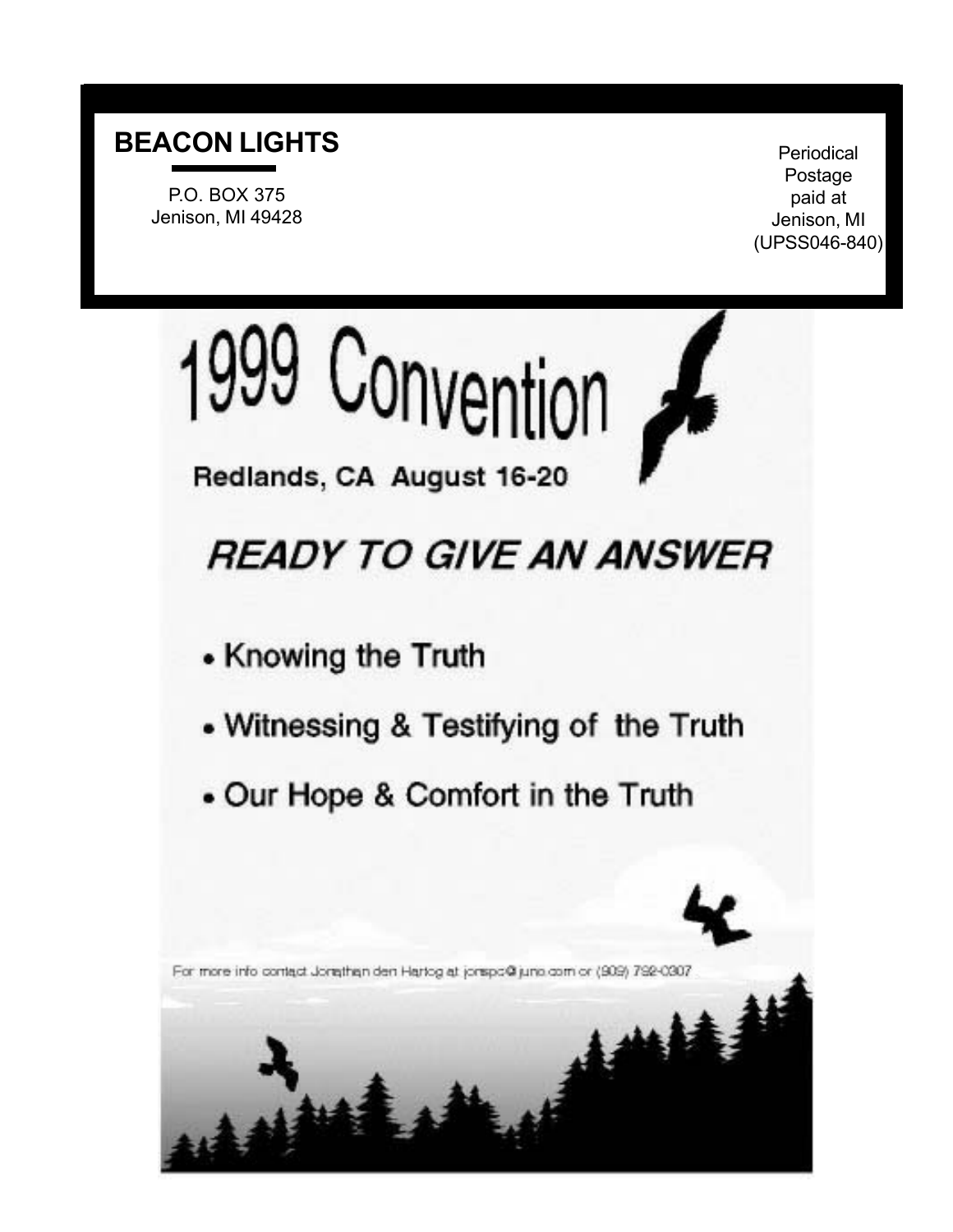**BEACON LIGHTS**

P.O. BOX 375
Jenison, MI 49428

Periodical
Postage
paid at
Jenison, MI
(UPSS046-840)

# 1999 Convention

**Redlands, CA August 16-20**

## *READY TO GIVE AN ANSWER*

- Knowing the Truth
- Witnessing & Testifying of the Truth
- Our Hope & Comfort in the Truth

For more info contact Jonathan den Hartog at jonspc@juno.com or (909) 792-0307